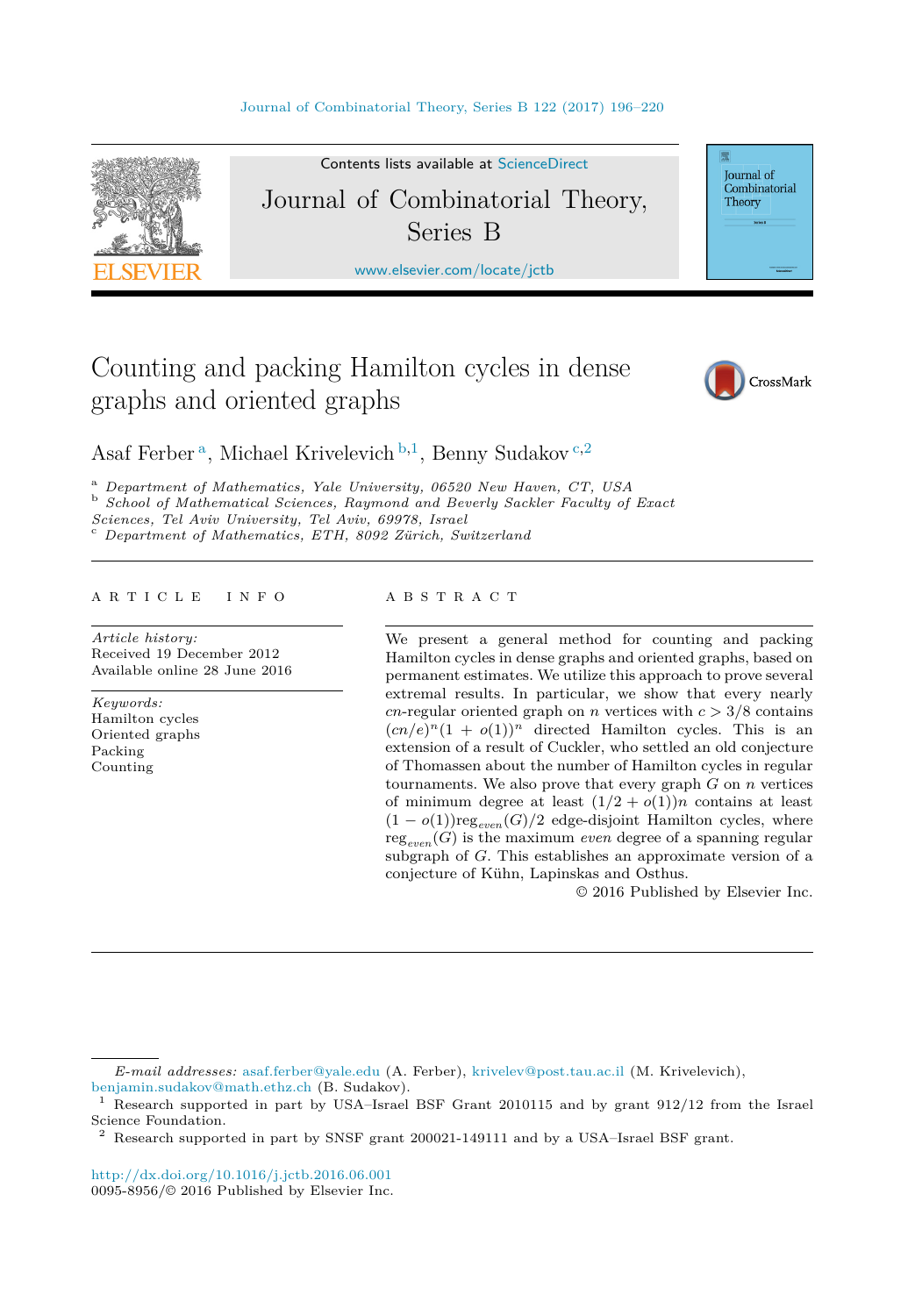# Counting and packing Hamilton cycles in dense graphs and oriented graphs

Asaf Ferber [a], Michael Krivelevich [b,1], Benny Sudakov [c,2]

[a] Department of Mathematics, Yale University, 06520 New Haven, CT, USA
[b] School of Mathematical Sciences, Raymond and Beverly Sackler Faculty of Exact Sciences, Tel Aviv University, Tel Aviv, 69978, Israel
[c] Department of Mathematics, ETH, 8092 Zürich, Switzerland

## ARTICLE INFO

*Article history:*
Received 19 December 2012
Available online 28 June 2016

*Keywords:*
Hamilton cycles
Oriented graphs
Packing
Counting

## ABSTRACT

We present a general method for counting and packing Hamilton cycles in dense graphs and oriented graphs, based on permanent estimates. We utilize this approach to prove several extremal results. In particular, we show that every nearly $cn$-regular oriented graph on $n$ vertices with $c > 3/8$ contains $(cn/e)^n(1 + o(1))^n$ directed Hamilton cycles. This is an extension of a result of Cuckler, who settled an old conjecture of Thomassen about the number of Hamilton cycles in regular tournaments. We also prove that every graph $G$ on $n$ vertices of minimum degree at least $(1/2 + o(1))n$ contains at least $(1 - o(1))\text{reg}_{even}(G)/2$ edge-disjoint Hamilton cycles, where $\text{reg}_{even}(G)$ is the maximum *even* degree of a spanning regular subgraph of $G$. This establishes an approximate version of a conjecture of Kühn, Lapinskas and Osthus.

© 2016 Published by Elsevier Inc.

---

*E-mail addresses:* asaf.ferber@yale.edu (A. Ferber), krivelev@post.tau.ac.il (M. Krivelevich), benjamin.sudakov@math.ethz.ch (B. Sudakov).

[1] Research supported in part by USA–Israel BSF Grant 2010115 and by grant 912/12 from the Israel Science Foundation.

[2] Research supported in part by SNSF grant 200021-149111 and by a USA–Israel BSF grant.

http://dx.doi.org/10.1016/j.jctb.2016.06.001
0095-8956/© 2016 Published by Elsevier Inc.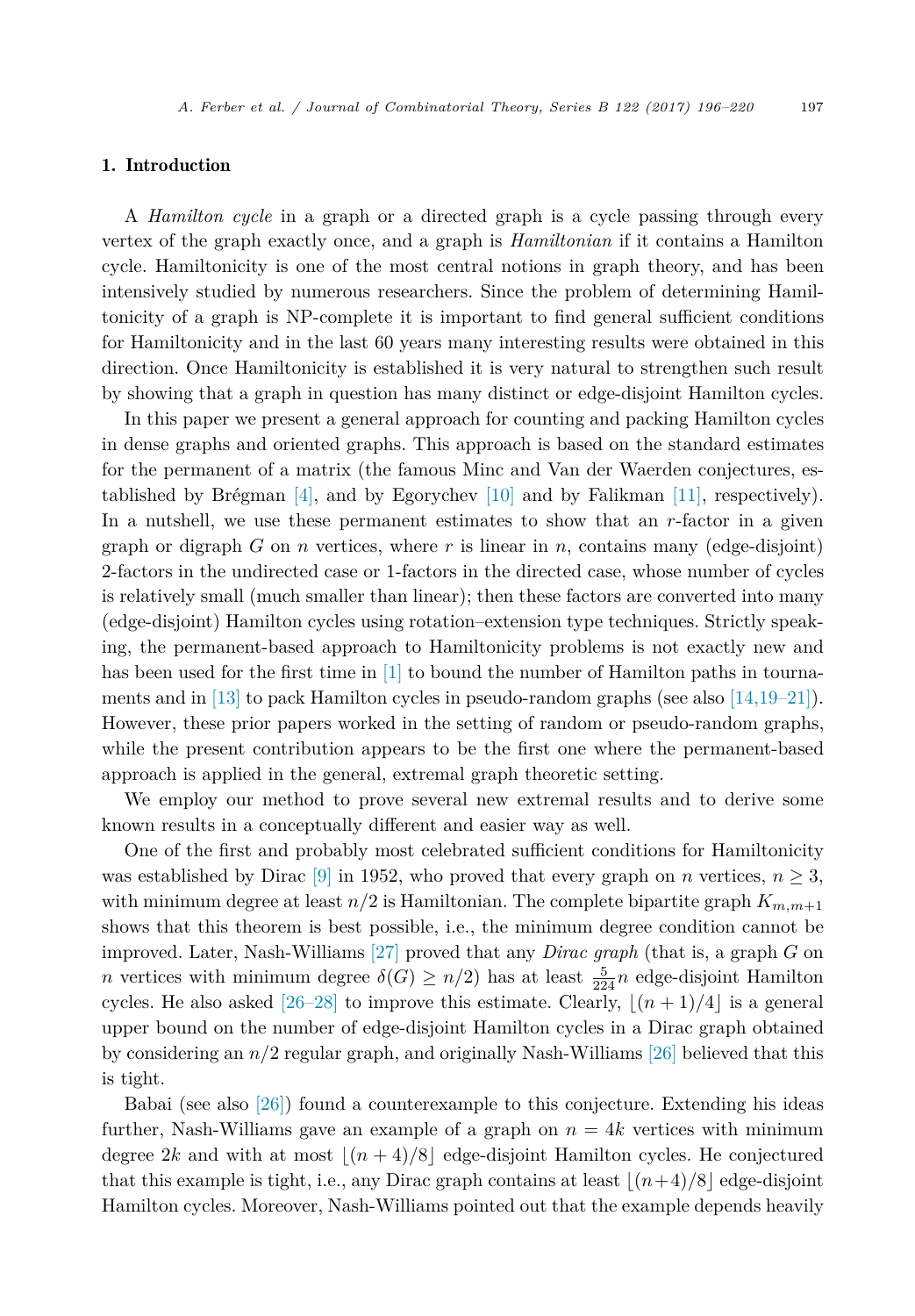## 1. Introduction

A *Hamilton cycle* in a graph or a directed graph is a cycle passing through every vertex of the graph exactly once, and a graph is *Hamiltonian* if it contains a Hamilton cycle. Hamiltonicity is one of the most central notions in graph theory, and has been intensively studied by numerous researchers. Since the problem of determining Hamiltonicity of a graph is NP-complete it is important to find general sufficient conditions for Hamiltonicity and in the last 60 years many interesting results were obtained in this direction. Once Hamiltonicity is established it is very natural to strengthen such result by showing that a graph in question has many distinct or edge-disjoint Hamilton cycles.

In this paper we present a general approach for counting and packing Hamilton cycles in dense graphs and oriented graphs. This approach is based on the standard estimates for the permanent of a matrix (the famous Minc and Van der Waerden conjectures, established by Brégman [4], and by Egorychev [10] and by Falikman [11], respectively). In a nutshell, we use these permanent estimates to show that an $r$-factor in a given graph or digraph $G$ on $n$ vertices, where $r$ is linear in $n$, contains many (edge-disjoint) 2-factors in the undirected case or 1-factors in the directed case, whose number of cycles is relatively small (much smaller than linear); then these factors are converted into many (edge-disjoint) Hamilton cycles using rotation–extension type techniques. Strictly speaking, the permanent-based approach to Hamiltonicity problems is not exactly new and has been used for the first time in [1] to bound the number of Hamilton paths in tournaments and in [13] to pack Hamilton cycles in pseudo-random graphs (see also [14,19–21]). However, these prior papers worked in the setting of random or pseudo-random graphs, while the present contribution appears to be the first one where the permanent-based approach is applied in the general, extremal graph theoretic setting.

We employ our method to prove several new extremal results and to derive some known results in a conceptually different and easier way as well.

One of the first and probably most celebrated sufficient conditions for Hamiltonicity was established by Dirac [9] in 1952, who proved that every graph on $n$ vertices, $n \geq 3$, with minimum degree at least $n/2$ is Hamiltonian. The complete bipartite graph $K_{m,m+1}$ shows that this theorem is best possible, i.e., the minimum degree condition cannot be improved. Later, Nash-Williams [27] proved that any *Dirac graph* (that is, a graph $G$ on $n$ vertices with minimum degree $\delta(G) \geq n/2$) has at least $\frac{5}{224}n$ edge-disjoint Hamilton cycles. He also asked [26–28] to improve this estimate. Clearly, $\lfloor (n+1)/4 \rfloor$ is a general upper bound on the number of edge-disjoint Hamilton cycles in a Dirac graph obtained by considering an $n/2$ regular graph, and originally Nash-Williams [26] believed that this is tight.

Babai (see also [26]) found a counterexample to this conjecture. Extending his ideas further, Nash-Williams gave an example of a graph on $n = 4k$ vertices with minimum degree $2k$ and with at most $\lfloor (n+4)/8 \rfloor$ edge-disjoint Hamilton cycles. He conjectured that this example is tight, i.e., any Dirac graph contains at least $\lfloor (n+4)/8 \rfloor$ edge-disjoint Hamilton cycles. Moreover, Nash-Williams pointed out that the example depends heavily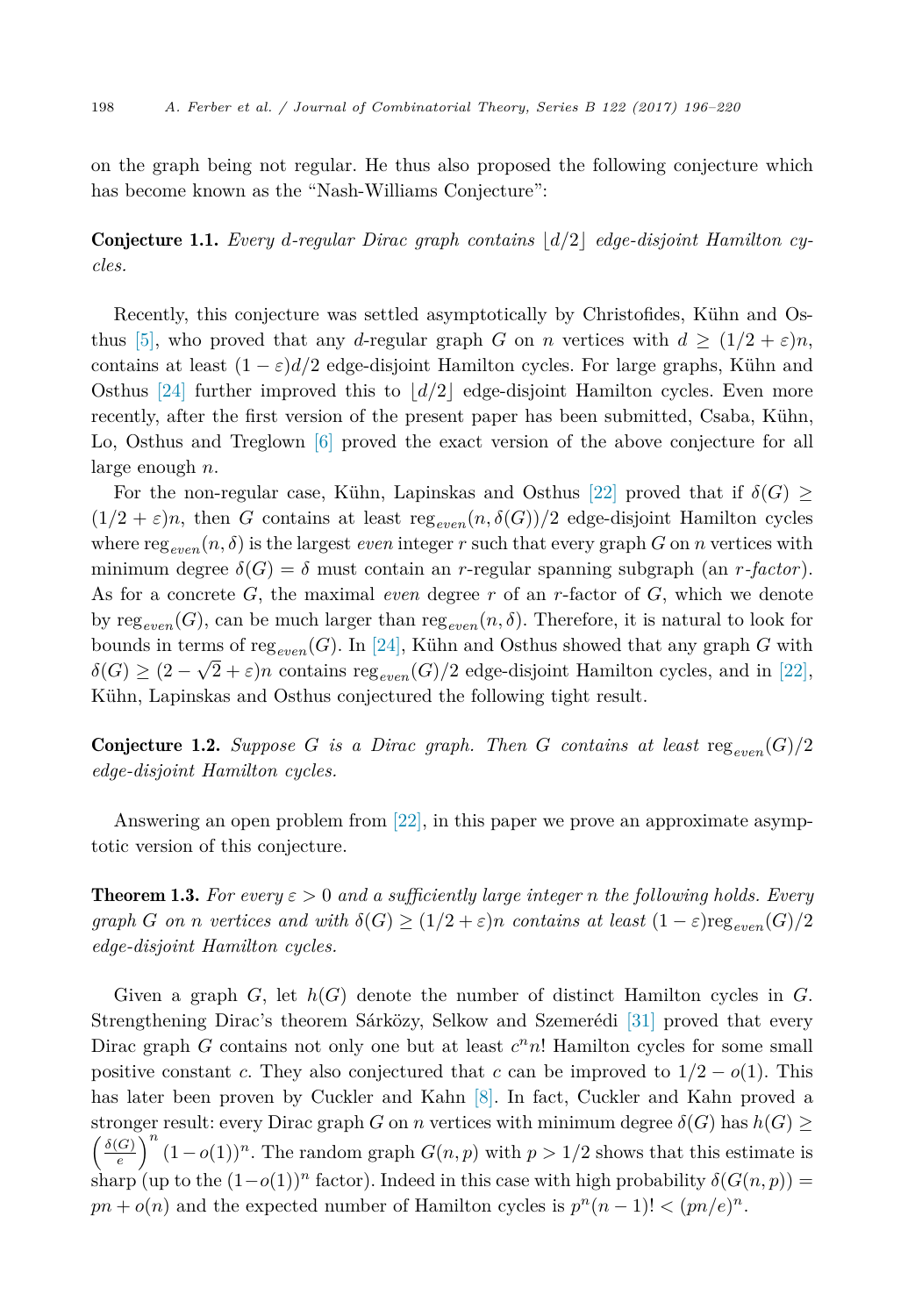on the graph being not regular. He thus also proposed the following conjecture which has become known as the "Nash-Williams Conjecture":

**Conjecture 1.1.** *Every $d$-regular Dirac graph contains $\lfloor d/2 \rfloor$ edge-disjoint Hamilton cycles.*

Recently, this conjecture was settled asymptotically by Christofides, Kühn and Osthus [5], who proved that any $d$-regular graph $G$ on $n$ vertices with $d \geq (1/2 + \varepsilon)n$, contains at least $(1 - \varepsilon)d/2$ edge-disjoint Hamilton cycles. For large graphs, Kühn and Osthus [24] further improved this to $\lfloor d/2 \rfloor$ edge-disjoint Hamilton cycles. Even more recently, after the first version of the present paper has been submitted, Csaba, Kühn, Lo, Osthus and Treglown [6] proved the exact version of the above conjecture for all large enough $n$.

For the non-regular case, Kühn, Lapinskas and Osthus [22] proved that if $\delta(G) \geq (1/2 + \varepsilon)n$, then $G$ contains at least $\text{reg}_{even}(n, \delta(G))/2$ edge-disjoint Hamilton cycles where $\text{reg}_{even}(n, \delta)$ is the largest *even* integer $r$ such that every graph $G$ on $n$ vertices with minimum degree $\delta(G) = \delta$ must contain an $r$-regular spanning subgraph (an $r$-*factor*). As for a concrete $G$, the maximal *even* degree $r$ of an $r$-factor of $G$, which we denote by $\text{reg}_{even}(G)$, can be much larger than $\text{reg}_{even}(n, \delta)$. Therefore, it is natural to look for bounds in terms of $\text{reg}_{even}(G)$. In [24], Kühn and Osthus showed that any graph $G$ with $\delta(G) \geq (2 - \sqrt{2} + \varepsilon)n$ contains $\text{reg}_{even}(G)/2$ edge-disjoint Hamilton cycles, and in [22], Kühn, Lapinskas and Osthus conjectured the following tight result.

**Conjecture 1.2.** *Suppose $G$ is a Dirac graph. Then $G$ contains at least $\text{reg}_{even}(G)/2$ edge-disjoint Hamilton cycles.*

Answering an open problem from [22], in this paper we prove an approximate asymptotic version of this conjecture.

**Theorem 1.3.** *For every $\varepsilon > 0$ and a sufficiently large integer $n$ the following holds. Every graph $G$ on $n$ vertices and with $\delta(G) \geq (1/2 + \varepsilon)n$ contains at least $(1 - \varepsilon)\text{reg}_{even}(G)/2$ edge-disjoint Hamilton cycles.*

Given a graph $G$, let $h(G)$ denote the number of distinct Hamilton cycles in $G$. Strengthening Dirac's theorem Sárközy, Selkow and Szemerédi [31] proved that every Dirac graph $G$ contains not only one but at least $c^n n!$ Hamilton cycles for some small positive constant $c$. They also conjectured that $c$ can be improved to $1/2 - o(1)$. This has later been proven by Cuckler and Kahn [8]. In fact, Cuckler and Kahn proved a stronger result: every Dirac graph $G$ on $n$ vertices with minimum degree $\delta(G)$ has $h(G) \geq \left(\frac{\delta(G)}{e}\right)^n (1 - o(1))^n$. The random graph $G(n, p)$ with $p > 1/2$ shows that this estimate is sharp (up to the $(1 - o(1))^n$ factor). Indeed in this case with high probability $\delta(G(n, p)) = pn + o(n)$ and the expected number of Hamilton cycles is $p^n(n - 1)! < (pn/e)^n$.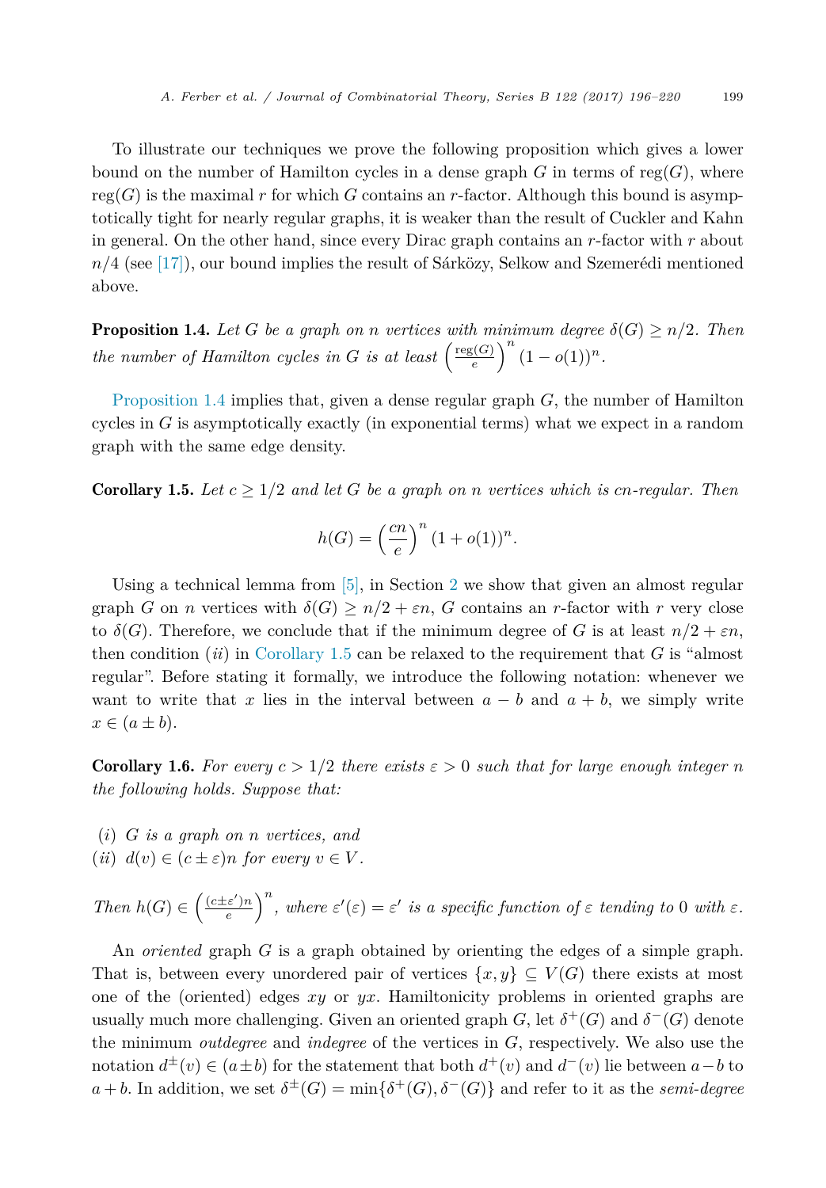To illustrate our techniques we prove the following proposition which gives a lower bound on the number of Hamilton cycles in a dense graph $G$ in terms of $\text{reg}(G)$, where $\text{reg}(G)$ is the maximal $r$ for which $G$ contains an $r$-factor. Although this bound is asymptotically tight for nearly regular graphs, it is weaker than the result of Cuckler and Kahn in general. On the other hand, since every Dirac graph contains an $r$-factor with $r$ about $n/4$ (see [17]), our bound implies the result of Sárközy, Selkow and Szemerédi mentioned above.

**Proposition 1.4.** *Let $G$ be a graph on $n$ vertices with minimum degree $\delta(G) \geq n/2$. Then the number of Hamilton cycles in $G$ is at least $\left(\frac{\text{reg}(G)}{e}\right)^n (1 - o(1))^n$.*

Proposition 1.4 implies that, given a dense regular graph $G$, the number of Hamilton cycles in $G$ is asymptotically exactly (in exponential terms) what we expect in a random graph with the same edge density.

**Corollary 1.5.** *Let $c \geq 1/2$ and let $G$ be a graph on $n$ vertices which is $cn$-regular. Then*

$$h(G) = \left(\frac{cn}{e}\right)^n (1 + o(1))^n.$$

Using a technical lemma from [5], in Section 2 we show that given an almost regular graph $G$ on $n$ vertices with $\delta(G) \geq n/2 + \varepsilon n$, $G$ contains an $r$-factor with $r$ very close to $\delta(G)$. Therefore, we conclude that if the minimum degree of $G$ is at least $n/2 + \varepsilon n$, then condition $(ii)$ in Corollary 1.5 can be relaxed to the requirement that $G$ is "almost regular". Before stating it formally, we introduce the following notation: whenever we want to write that $x$ lies in the interval between $a - b$ and $a + b$, we simply write $x \in (a \pm b)$.

**Corollary 1.6.** *For every $c > 1/2$ there exists $\varepsilon > 0$ such that for large enough integer $n$ the following holds. Suppose that:*

*(i) $G$ is a graph on $n$ vertices, and*
*(ii) $d(v) \in (c \pm \varepsilon)n$ for every $v \in V$.*

*Then $h(G) \in \left(\frac{(c \pm \varepsilon')n}{e}\right)^n$, where $\varepsilon'(\varepsilon) = \varepsilon'$ is a specific function of $\varepsilon$ tending to $0$ with $\varepsilon$.*

An *oriented* graph $G$ is a graph obtained by orienting the edges of a simple graph. That is, between every unordered pair of vertices $\{x, y\} \subseteq V(G)$ there exists at most one of the (oriented) edges $xy$ or $yx$. Hamiltonicity problems in oriented graphs are usually much more challenging. Given an oriented graph $G$, let $\delta^+(G)$ and $\delta^-(G)$ denote the minimum *outdegree* and *indegree* of the vertices in $G$, respectively. We also use the notation $d^{\pm}(v) \in (a \pm b)$ for the statement that both $d^+(v)$ and $d^-(v)$ lie between $a - b$ to $a + b$. In addition, we set $\delta^{\pm}(G) = \min\{\delta^+(G), \delta^-(G)\}$ and refer to it as the *semi-degree*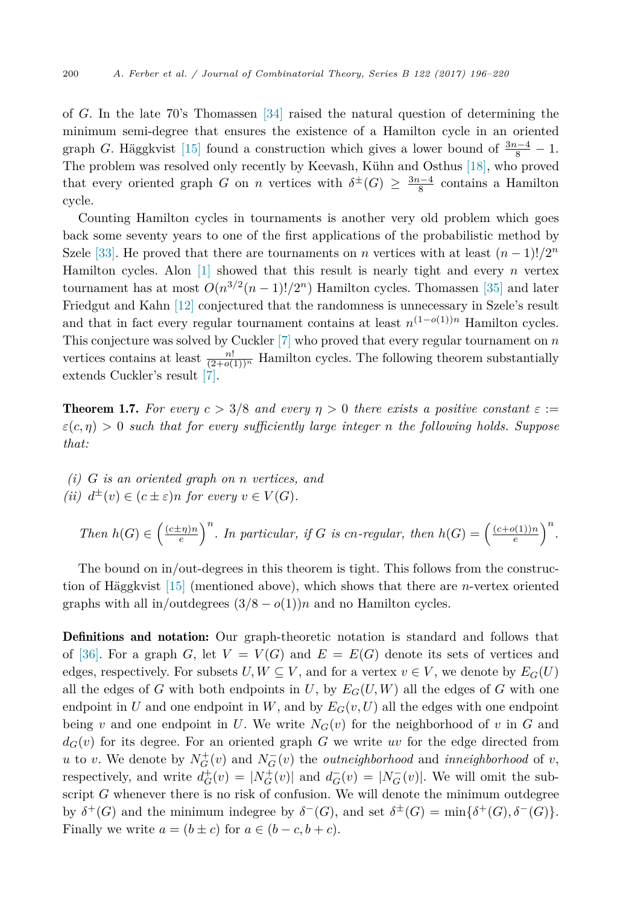of $G$. In the late 70's Thomassen [34] raised the natural question of determining the minimum semi-degree that ensures the existence of a Hamilton cycle in an oriented graph $G$. Häggkvist [15] found a construction which gives a lower bound of $\frac{3n-4}{8} - 1$. The problem was resolved only recently by Keevash, Kühn and Osthus [18], who proved that every oriented graph $G$ on $n$ vertices with $\delta^{\pm}(G) \geq \frac{3n-4}{8}$ contains a Hamilton cycle.

Counting Hamilton cycles in tournaments is another very old problem which goes back some seventy years to one of the first applications of the probabilistic method by Szele [33]. He proved that there are tournaments on $n$ vertices with at least $(n-1)!/2^n$ Hamilton cycles. Alon [1] showed that this result is nearly tight and every $n$ vertex tournament has at most $O(n^{3/2}(n-1)!/2^n)$ Hamilton cycles. Thomassen [35] and later Friedgut and Kahn [12] conjectured that the randomness is unnecessary in Szele's result and that in fact every regular tournament contains at least $n^{(1-o(1))n}$ Hamilton cycles. This conjecture was solved by Cuckler [7] who proved that every regular tournament on $n$ vertices contains at least $\frac{n!}{(2+o(1))^n}$ Hamilton cycles. The following theorem substantially extends Cuckler's result [7].

**Theorem 1.7.** *For every $c > 3/8$ and every $\eta > 0$ there exists a positive constant $\varepsilon := \varepsilon(c, \eta) > 0$ such that for every sufficiently large integer $n$ the following holds. Suppose that:*

*(i) $G$ is an oriented graph on $n$ vertices, and*
*(ii) $d^{\pm}(v) \in (c \pm \varepsilon)n$ for every $v \in V(G)$.*

*Then $h(G) \in \left(\frac{(c\pm\eta)n}{e}\right)^n$. In particular, if $G$ is $cn$-regular, then $h(G) = \left(\frac{(c+o(1))n}{e}\right)^n$.*

The bound on in/out-degrees in this theorem is tight. This follows from the construction of Häggkvist [15] (mentioned above), which shows that there are $n$-vertex oriented graphs with all in/outdegrees $(3/8 - o(1))n$ and no Hamilton cycles.

**Definitions and notation:** Our graph-theoretic notation is standard and follows that of [36]. For a graph $G$, let $V = V(G)$ and $E = E(G)$ denote its sets of vertices and edges, respectively. For subsets $U, W \subseteq V$, and for a vertex $v \in V$, we denote by $E_G(U)$ all the edges of $G$ with both endpoints in $U$, by $E_G(U, W)$ all the edges of $G$ with one endpoint in $U$ and one endpoint in $W$, and by $E_G(v, U)$ all the edges with one endpoint being $v$ and one endpoint in $U$. We write $N_G(v)$ for the neighborhood of $v$ in $G$ and $d_G(v)$ for its degree. For an oriented graph $G$ we write $uv$ for the edge directed from $u$ to $v$. We denote by $N_G^+(v)$ and $N_G^-(v)$ the *outneighborhood* and *inneighborhood* of $v$, respectively, and write $d_G^+(v) = |N_G^+(v)|$ and $d_G^-(v) = |N_G^-(v)|$. We will omit the subscript $G$ whenever there is no risk of confusion. We will denote the minimum outdegree by $\delta^+(G)$ and the minimum indegree by $\delta^-(G)$, and set $\delta^{\pm}(G) = \min\{\delta^+(G), \delta^-(G)\}$. Finally we write $a = (b \pm c)$ for $a \in (b - c, b + c)$.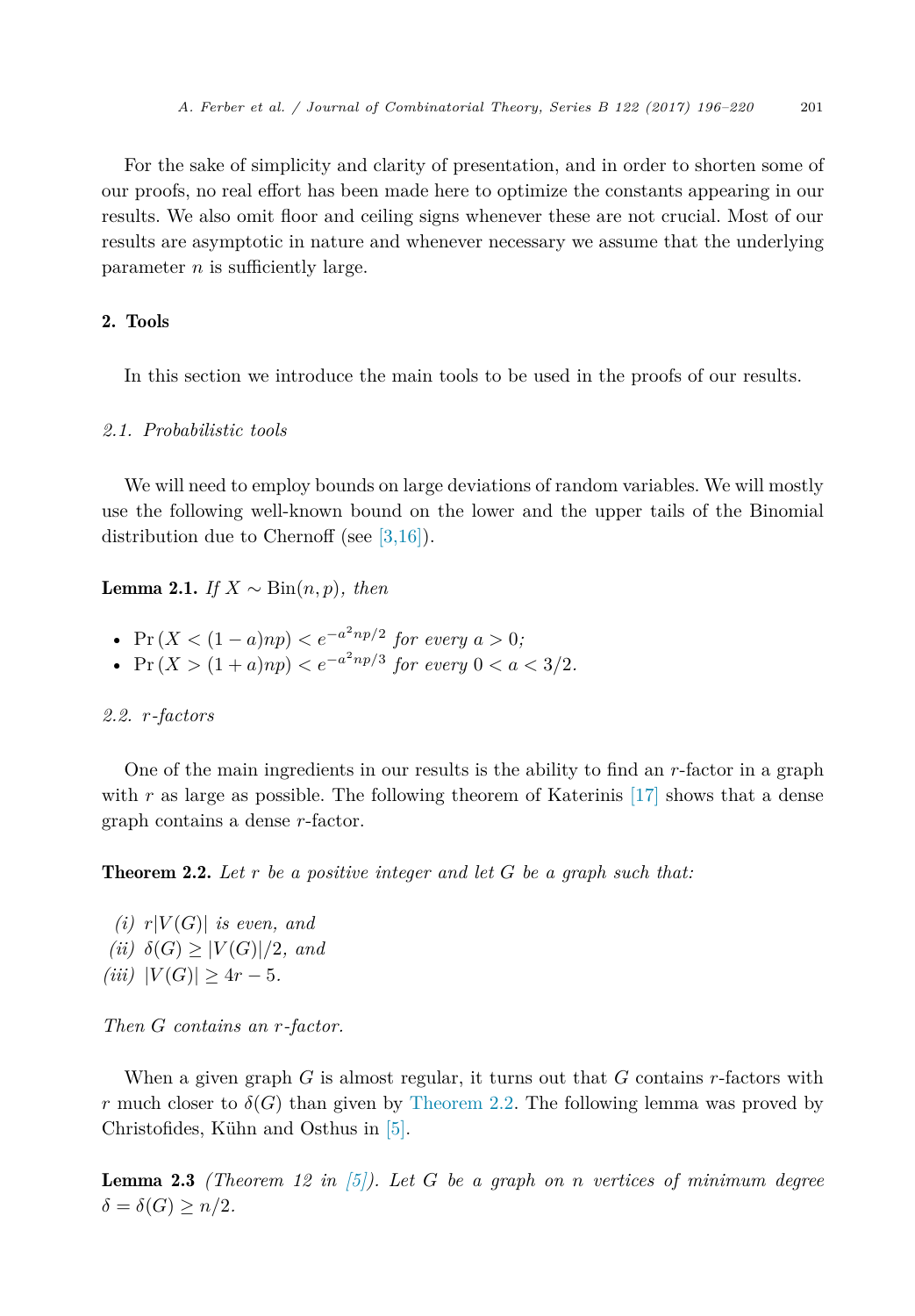For the sake of simplicity and clarity of presentation, and in order to shorten some of our proofs, no real effort has been made here to optimize the constants appearing in our results. We also omit floor and ceiling signs whenever these are not crucial. Most of our results are asymptotic in nature and whenever necessary we assume that the underlying parameter $n$ is sufficiently large.

## 2. Tools

In this section we introduce the main tools to be used in the proofs of our results.

### 2.1. Probabilistic tools

We will need to employ bounds on large deviations of random variables. We will mostly use the following well-known bound on the lower and the upper tails of the Binomial distribution due to Chernoff (see [3,16]).

**Lemma 2.1.** *If $X \sim \text{Bin}(n, p)$, then*

- $\Pr(X < (1-a)np) < e^{-a^2 np/2}$ *for every $a > 0$;*
- $\Pr(X > (1+a)np) < e^{-a^2 np/3}$ *for every $0 < a < 3/2$.*

### 2.2. r-factors

One of the main ingredients in our results is the ability to find an $r$-factor in a graph with $r$ as large as possible. The following theorem of Katerinis [17] shows that a dense graph contains a dense $r$-factor.

**Theorem 2.2.** *Let $r$ be a positive integer and let $G$ be a graph such that:*

*(i) $r|V(G)|$ is even, and*
*(ii) $\delta(G) \geq |V(G)|/2$, and*
*(iii) $|V(G)| \geq 4r - 5$.*

*Then $G$ contains an $r$-factor.*

When a given graph $G$ is almost regular, it turns out that $G$ contains $r$-factors with $r$ much closer to $\delta(G)$ than given by Theorem 2.2. The following lemma was proved by Christofides, Kühn and Osthus in [5].

**Lemma 2.3** *(Theorem 12 in [5]). Let $G$ be a graph on $n$ vertices of minimum degree $\delta = \delta(G) \geq n/2$.*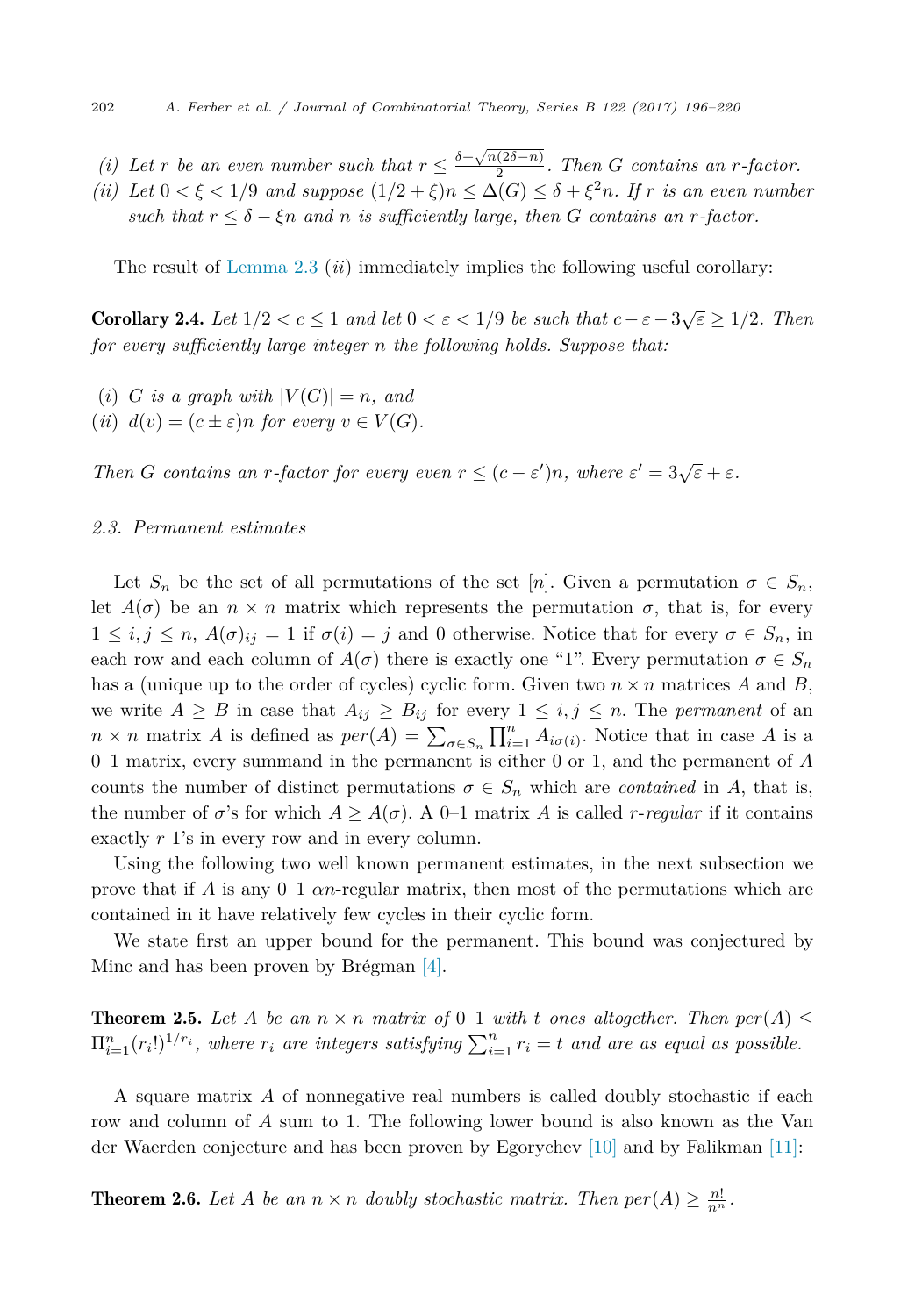*(i)* Let $r$ be an even number such that $r \le \frac{\delta + \sqrt{n(2\delta - n)}}{2}$. Then $G$ contains an $r$-factor.

*(ii)* Let $0 < \xi < 1/9$ and suppose $(1/2 + \xi)n \le \Delta(G) \le \delta + \xi^2 n$. If $r$ is an even number such that $r \le \delta - \xi n$ and $n$ is sufficiently large, then $G$ contains an $r$-factor.

The result of Lemma 2.3 (*ii*) immediately implies the following useful corollary:

**Corollary 2.4.** *Let $1/2 < c \le 1$ and let $0 < \varepsilon < 1/9$ be such that $c - \varepsilon - 3\sqrt{\varepsilon} \ge 1/2$. Then for every sufficiently large integer $n$ the following holds. Suppose that:*

*(i)* $G$ *is a graph with* $|V(G)| = n$, *and*

*(ii)* $d(v) = (c \pm \varepsilon)n$ *for every* $v \in V(G)$.

*Then $G$ contains an $r$-factor for every even $r \le (c - \varepsilon')n$, where $\varepsilon' = 3\sqrt{\varepsilon} + \varepsilon$.*

*2.3. Permanent estimates*

Let $S_n$ be the set of all permutations of the set $[n]$. Given a permutation $\sigma \in S_n$, let $A(\sigma)$ be an $n \times n$ matrix which represents the permutation $\sigma$, that is, for every $1 \le i, j \le n$, $A(\sigma)_{ij} = 1$ if $\sigma(i) = j$ and 0 otherwise. Notice that for every $\sigma \in S_n$, in each row and each column of $A(\sigma)$ there is exactly one "1". Every permutation $\sigma \in S_n$ has a (unique up to the order of cycles) cyclic form. Given two $n \times n$ matrices $A$ and $B$, we write $A \ge B$ in case that $A_{ij} \ge B_{ij}$ for every $1 \le i, j \le n$. The *permanent* of an $n \times n$ matrix $A$ is defined as $per(A) = \sum_{\sigma \in S_n} \prod_{i=1}^{n} A_{i\sigma(i)}$. Notice that in case $A$ is a 0–1 matrix, every summand in the permanent is either 0 or 1, and the permanent of $A$ counts the number of distinct permutations $\sigma \in S_n$ which are *contained* in $A$, that is, the number of $\sigma$'s for which $A \ge A(\sigma)$. A 0–1 matrix $A$ is called *r-regular* if it contains exactly $r$ 1's in every row and in every column.

Using the following two well known permanent estimates, in the next subsection we prove that if $A$ is any 0–1 $\alpha n$-regular matrix, then most of the permutations which are contained in it have relatively few cycles in their cyclic form.

We state first an upper bound for the permanent. This bound was conjectured by Minc and has been proven by Brégman [4].

**Theorem 2.5.** *Let $A$ be an $n \times n$ matrix of 0–1 with $t$ ones altogether. Then $per(A) \le \Pi_{i=1}^{n} (r_i!)^{1/r_i}$, where $r_i$ are integers satisfying $\sum_{i=1}^{n} r_i = t$ and are as equal as possible.*

A square matrix $A$ of nonnegative real numbers is called doubly stochastic if each row and column of $A$ sum to 1. The following lower bound is also known as the Van der Waerden conjecture and has been proven by Egorychev [10] and by Falikman [11]:

**Theorem 2.6.** *Let $A$ be an $n \times n$ doubly stochastic matrix. Then $per(A) \ge \frac{n!}{n^n}$.*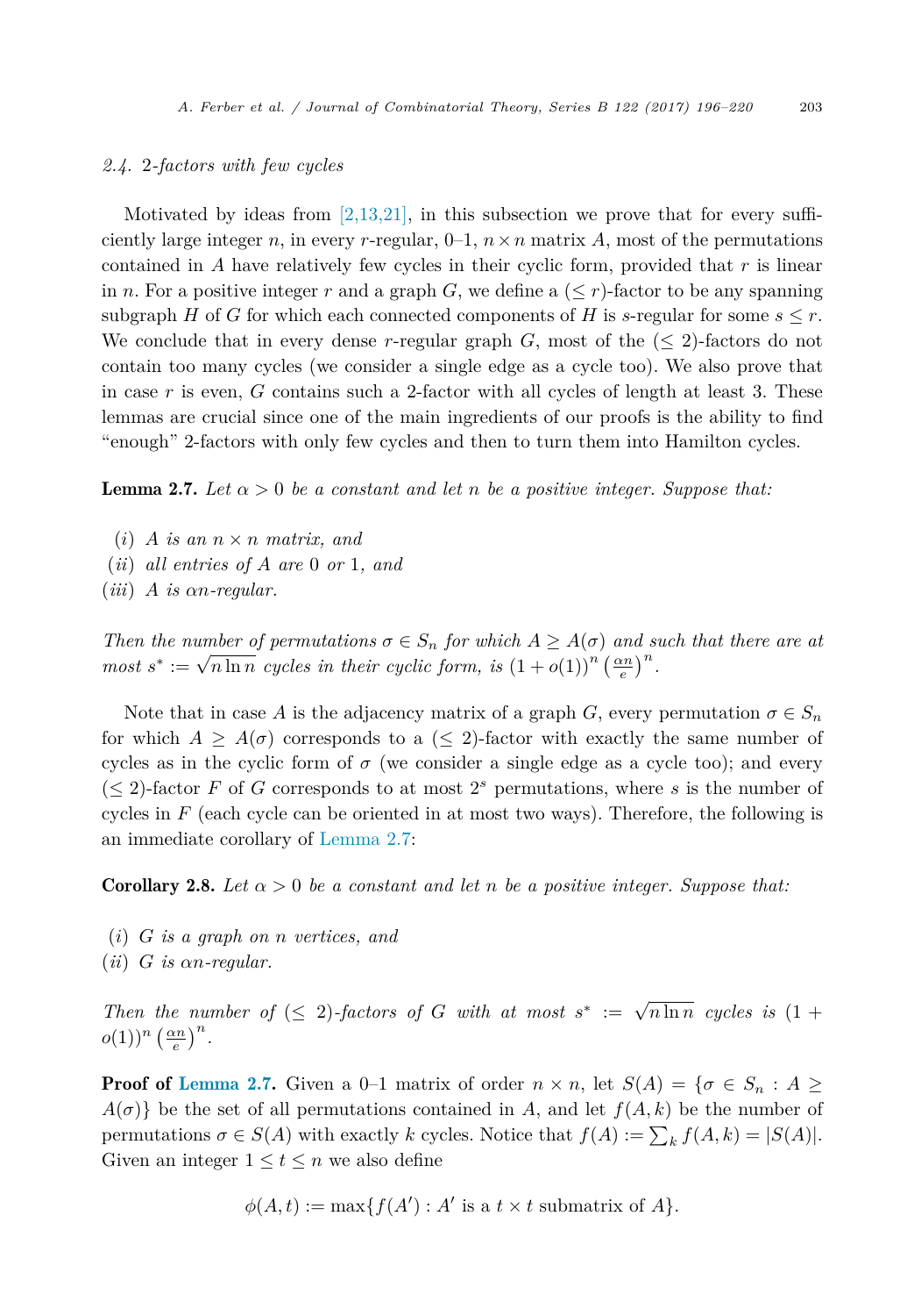### 2.4. 2-factors with few cycles

Motivated by ideas from [2,13,21], in this subsection we prove that for every sufficiently large integer $n$, in every $r$-regular, 0–1, $n \times n$ matrix $A$, most of the permutations contained in $A$ have relatively few cycles in their cyclic form, provided that $r$ is linear in $n$. For a positive integer $r$ and a graph $G$, we define a $(\leq r)$-factor to be any spanning subgraph $H$ of $G$ for which each connected components of $H$ is $s$-regular for some $s \leq r$. We conclude that in every dense $r$-regular graph $G$, most of the $(\leq 2)$-factors do not contain too many cycles (we consider a single edge as a cycle too). We also prove that in case $r$ is even, $G$ contains such a 2-factor with all cycles of length at least 3. These lemmas are crucial since one of the main ingredients of our proofs is the ability to find "enough" 2-factors with only few cycles and then to turn them into Hamilton cycles.

**Lemma 2.7.** *Let $\alpha > 0$ be a constant and let $n$ be a positive integer. Suppose that:*

*(i) $A$ is an $n \times n$ matrix, and*
*(ii) all entries of $A$ are 0 or 1, and*
*(iii) $A$ is $\alpha n$-regular.*

*Then the number of permutations $\sigma \in S_n$ for which $A \geq A(\sigma)$ and such that there are at most $s^* := \sqrt{n \ln n}$ cycles in their cyclic form, is $(1 + o(1))^n \left(\frac{\alpha n}{e}\right)^n$.*

Note that in case $A$ is the adjacency matrix of a graph $G$, every permutation $\sigma \in S_n$ for which $A \geq A(\sigma)$ corresponds to a $(\leq 2)$-factor with exactly the same number of cycles as in the cyclic form of $\sigma$ (we consider a single edge as a cycle too); and every $(\leq 2)$-factor $F$ of $G$ corresponds to at most $2^s$ permutations, where $s$ is the number of cycles in $F$ (each cycle can be oriented in at most two ways). Therefore, the following is an immediate corollary of Lemma 2.7:

**Corollary 2.8.** *Let $\alpha > 0$ be a constant and let $n$ be a positive integer. Suppose that:*

*(i) $G$ is a graph on $n$ vertices, and*
*(ii) $G$ is $\alpha n$-regular.*

*Then the number of $(\leq 2)$-factors of $G$ with at most $s^* := \sqrt{n \ln n}$ cycles is $(1 + o(1))^n \left(\frac{\alpha n}{e}\right)^n$.*

**Proof of Lemma 2.7.** Given a 0–1 matrix of order $n \times n$, let $S(A) = \{\sigma \in S_n : A \geq A(\sigma)\}$ be the set of all permutations contained in $A$, and let $f(A, k)$ be the number of permutations $\sigma \in S(A)$ with exactly $k$ cycles. Notice that $f(A) := \sum_k f(A, k) = |S(A)|$. Given an integer $1 \leq t \leq n$ we also define

$$\phi(A, t) := \max\{f(A') : A' \text{ is a } t \times t \text{ submatrix of } A\}.$$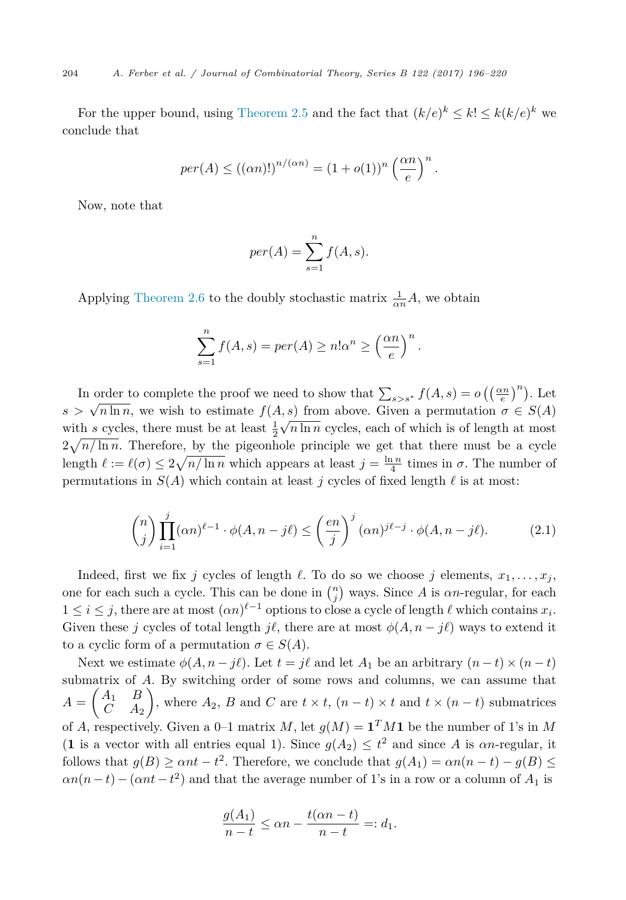For the upper bound, using Theorem 2.5 and the fact that $(k/e)^k \leq k! \leq k(k/e)^k$ we conclude that

$$per(A) \leq ((\alpha n)!)^{n/(\alpha n)} = (1+o(1))^n \left(\frac{\alpha n}{e}\right)^n.$$

Now, note that

$$per(A) = \sum_{s=1}^{n} f(A,s).$$

Applying Theorem 2.6 to the doubly stochastic matrix $\frac{1}{\alpha n}A$, we obtain

$$\sum_{s=1}^{n} f(A,s) = per(A) \geq n!\alpha^n \geq \left(\frac{\alpha n}{e}\right)^n.$$

In order to complete the proof we need to show that $\sum_{s>s^*} f(A,s) = o\left(\left(\frac{\alpha n}{e}\right)^n\right)$. Let $s > \sqrt{n \ln n}$, we wish to estimate $f(A,s)$ from above. Given a permutation $\sigma \in S(A)$ with $s$ cycles, there must be at least $\frac{1}{2}\sqrt{n \ln n}$ cycles, each of which is of length at most $2\sqrt{n/\ln n}$. Therefore, by the pigeonhole principle we get that there must be a cycle length $\ell := \ell(\sigma) \leq 2\sqrt{n/\ln n}$ which appears at least $j = \frac{\ln n}{4}$ times in $\sigma$. The number of permutations in $S(A)$ which contain at least $j$ cycles of fixed length $\ell$ is at most:

$$\binom{n}{j}\prod_{i=1}^{j}(\alpha n)^{\ell-1} \cdot \phi(A, n-j\ell) \leq \left(\frac{en}{j}\right)^j (\alpha n)^{j\ell - j} \cdot \phi(A, n-j\ell). \tag{2.1}$$

Indeed, first we fix $j$ cycles of length $\ell$. To do so we choose $j$ elements, $x_1, \ldots, x_j$, one for each such a cycle. This can be done in $\binom{n}{j}$ ways. Since $A$ is $\alpha n$-regular, for each $1 \leq i \leq j$, there are at most $(\alpha n)^{\ell-1}$ options to close a cycle of length $\ell$ which contains $x_i$. Given these $j$ cycles of total length $j\ell$, there are at most $\phi(A, n-j\ell)$ ways to extend it to a cyclic form of a permutation $\sigma \in S(A)$.

Next we estimate $\phi(A, n-j\ell)$. Let $t = j\ell$ and let $A_1$ be an arbitrary $(n-t) \times (n-t)$ submatrix of $A$. By switching order of some rows and columns, we can assume that $A = \begin{pmatrix} A_1 & B \\ C & A_2 \end{pmatrix}$, where $A_2$, $B$ and $C$ are $t \times t$, $(n-t) \times t$ and $t \times (n-t)$ submatrices of $A$, respectively. Given a 0–1 matrix $M$, let $g(M) = \mathbf{1}^T M \mathbf{1}$ be the number of 1's in $M$ ($\mathbf{1}$ is a vector with all entries equal 1). Since $g(A_2) \leq t^2$ and since $A$ is $\alpha n$-regular, it follows that $g(B) \geq \alpha n t - t^2$. Therefore, we conclude that $g(A_1) = \alpha n(n-t) - g(B) \leq \alpha n(n-t) - (\alpha n t - t^2)$ and that the average number of 1's in a row or a column of $A_1$ is

$$\frac{g(A_1)}{n-t} \leq \alpha n - \frac{t(\alpha n - t)}{n-t} =: d_1.$$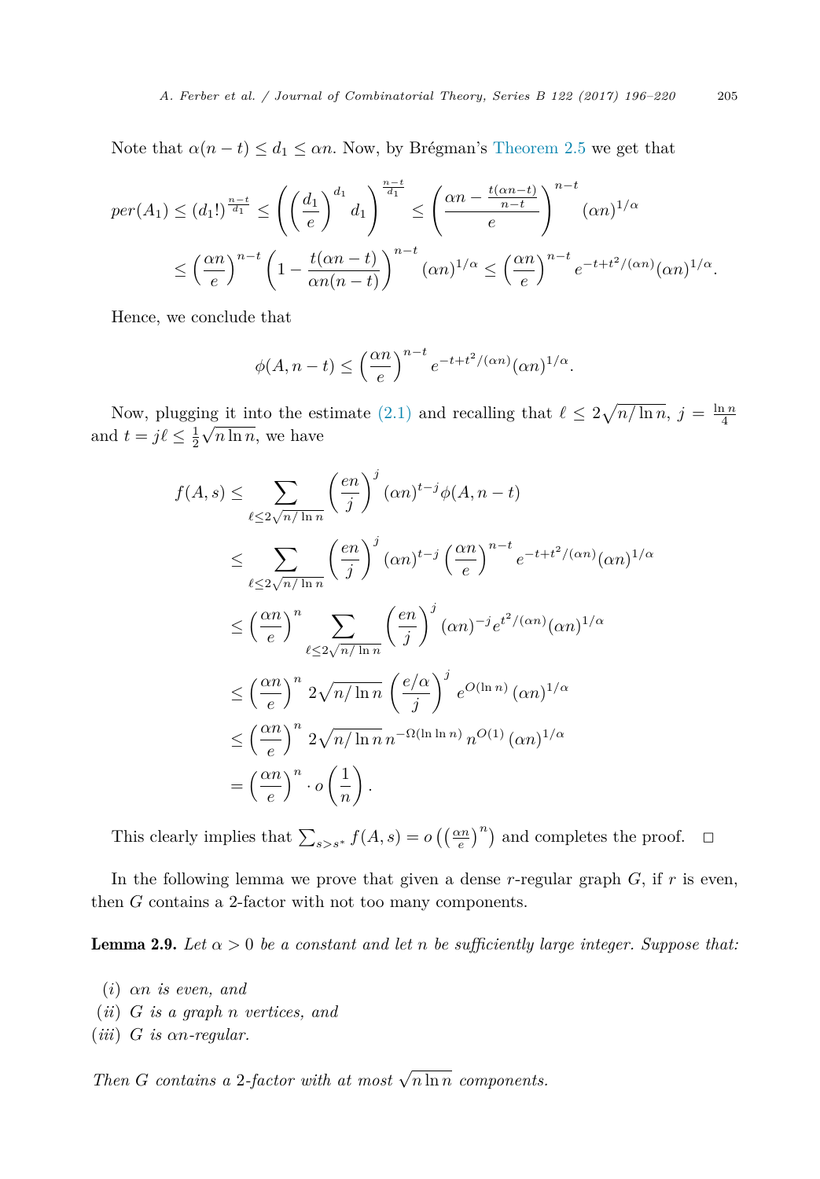Note that $\alpha(n-t) \leq d_1 \leq \alpha n$. Now, by Brégman's Theorem 2.5 we get that

$$
\begin{aligned}
per(A_1) &\leq (d_1!)^{\frac{n-t}{d_1}} \leq \left(\left(\frac{d_1}{e}\right)^{d_1} d_1\right)^{\frac{n-t}{d_1}} \leq \left(\frac{\alpha n - \frac{t(\alpha n - t)}{n-t}}{e}\right)^{n-t} (\alpha n)^{1/\alpha} \\
&\leq \left(\frac{\alpha n}{e}\right)^{n-t} \left(1 - \frac{t(\alpha n - t)}{\alpha n(n-t)}\right)^{n-t} (\alpha n)^{1/\alpha} \leq \left(\frac{\alpha n}{e}\right)^{n-t} e^{-t+t^2/(\alpha n)} (\alpha n)^{1/\alpha}.
\end{aligned}
$$

Hence, we conclude that

$$
\phi(A, n-t) \leq \left(\frac{\alpha n}{e}\right)^{n-t} e^{-t+t^2/(\alpha n)} (\alpha n)^{1/\alpha}.
$$

Now, plugging it into the estimate (2.1) and recalling that $\ell \leq 2\sqrt{n/\ln n}$, $j = \frac{\ln n}{4}$ and $t = j\ell \leq \frac{1}{2}\sqrt{n \ln n}$, we have

$$
\begin{aligned}
f(A, s) &\leq \sum_{\ell \leq 2\sqrt{n/\ln n}} \left(\frac{en}{j}\right)^j (\alpha n)^{t-j} \phi(A, n-t) \\
&\leq \sum_{\ell \leq 2\sqrt{n/\ln n}} \left(\frac{en}{j}\right)^j (\alpha n)^{t-j} \left(\frac{\alpha n}{e}\right)^{n-t} e^{-t+t^2/(\alpha n)} (\alpha n)^{1/\alpha} \\
&\leq \left(\frac{\alpha n}{e}\right)^n \sum_{\ell \leq 2\sqrt{n/\ln n}} \left(\frac{en}{j}\right)^j (\alpha n)^{-j} e^{t^2/(\alpha n)} (\alpha n)^{1/\alpha} \\
&\leq \left(\frac{\alpha n}{e}\right)^n 2\sqrt{n/\ln n} \left(\frac{e/\alpha}{j}\right)^j e^{O(\ln n)} (\alpha n)^{1/\alpha} \\
&\leq \left(\frac{\alpha n}{e}\right)^n 2\sqrt{n/\ln n}\, n^{-\Omega(\ln \ln n)}\, n^{O(1)} (\alpha n)^{1/\alpha} \\
&= \left(\frac{\alpha n}{e}\right)^n \cdot o\left(\frac{1}{n}\right).
\end{aligned}
$$

This clearly implies that $\sum_{s > s^*} f(A, s) = o\left(\left(\frac{\alpha n}{e}\right)^n\right)$ and completes the proof. $\square$

In the following lemma we prove that given a dense $r$-regular graph $G$, if $r$ is even, then $G$ contains a 2-factor with not too many components.

**Lemma 2.9.** *Let $\alpha > 0$ be a constant and let $n$ be sufficiently large integer. Suppose that:*

*(i) $\alpha n$ is even, and*
*(ii) $G$ is a graph $n$ vertices, and*
*(iii) $G$ is $\alpha n$-regular.*

*Then $G$ contains a 2-factor with at most $\sqrt{n \ln n}$ components.*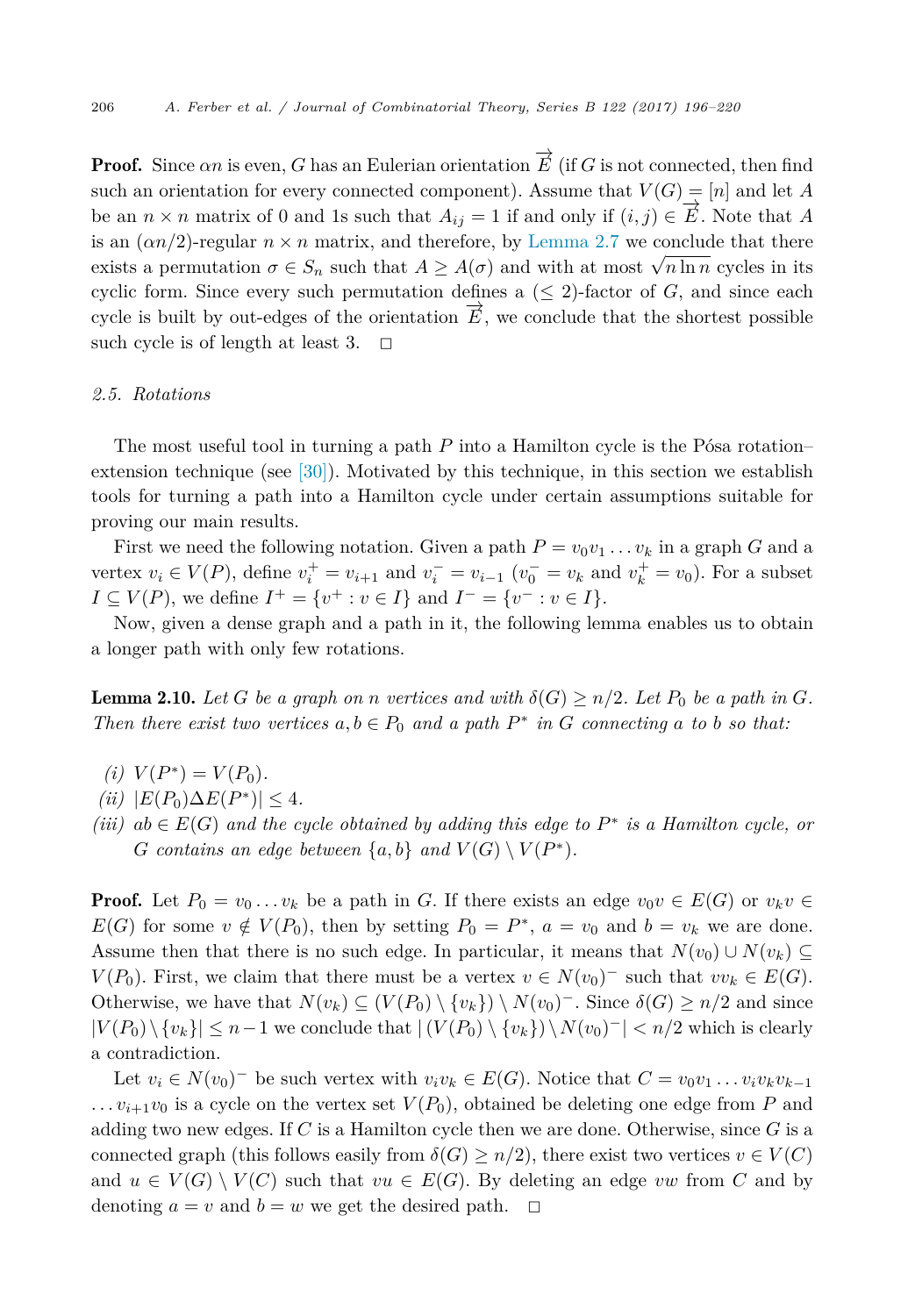**Proof.** Since $\alpha n$ is even, $G$ has an Eulerian orientation $\overrightarrow{E}$ (if $G$ is not connected, then find such an orientation for every connected component). Assume that $V(G) = [n]$ and let $A$ be an $n \times n$ matrix of 0 and 1s such that $A_{ij} = 1$ if and only if $(i,j) \in \overrightarrow{E}$. Note that $A$ is an $(\alpha n/2)$-regular $n \times n$ matrix, and therefore, by Lemma 2.7 we conclude that there exists a permutation $\sigma \in S_n$ such that $A \geq A(\sigma)$ and with at most $\sqrt{n \ln n}$ cycles in its cyclic form. Since every such permutation defines a $(\leq 2)$-factor of $G$, and since each cycle is built by out-edges of the orientation $\overrightarrow{E}$, we conclude that the shortest possible such cycle is of length at least 3. $\square$

### *2.5. Rotations*

The most useful tool in turning a path $P$ into a Hamilton cycle is the Pósa rotation–extension technique (see [30]). Motivated by this technique, in this section we establish tools for turning a path into a Hamilton cycle under certain assumptions suitable for proving our main results.

First we need the following notation. Given a path $P = v_0 v_1 \dots v_k$ in a graph $G$ and a vertex $v_i \in V(P)$, define $v_i^+ = v_{i+1}$ and $v_i^- = v_{i-1}$ ($v_0^- = v_k$ and $v_k^+ = v_0$). For a subset $I \subseteq V(P)$, we define $I^+ = \{v^+ : v \in I\}$ and $I^- = \{v^- : v \in I\}$.

Now, given a dense graph and a path in it, the following lemma enables us to obtain a longer path with only few rotations.

**Lemma 2.10.** *Let $G$ be a graph on $n$ vertices and with $\delta(G) \geq n/2$. Let $P_0$ be a path in $G$. Then there exist two vertices $a, b \in P_0$ and a path $P^*$ in $G$ connecting $a$ to $b$ so that:*

*(i)* $V(P^*) = V(P_0)$.

*(ii)* $|E(P_0) \Delta E(P^*)| \leq 4$.

*(iii)* *$ab \in E(G)$ and the cycle obtained by adding this edge to $P^*$ is a Hamilton cycle, or $G$ contains an edge between $\{a, b\}$ and $V(G) \setminus V(P^*)$.*

**Proof.** Let $P_0 = v_0 \dots v_k$ be a path in $G$. If there exists an edge $v_0 v \in E(G)$ or $v_k v \in E(G)$ for some $v \notin V(P_0)$, then by setting $P_0 = P^*$, $a = v_0$ and $b = v_k$ we are done. Assume then that there is no such edge. In particular, it means that $N(v_0) \cup N(v_k) \subseteq V(P_0)$. First, we claim that there must be a vertex $v \in N(v_0)^-$ such that $vv_k \in E(G)$. Otherwise, we have that $N(v_k) \subseteq (V(P_0) \setminus \{v_k\}) \setminus N(v_0)^-$. Since $\delta(G) \geq n/2$ and since $|V(P_0) \setminus \{v_k\}| \leq n-1$ we conclude that $|(V(P_0) \setminus \{v_k\}) \setminus N(v_0)^-| < n/2$ which is clearly a contradiction.

Let $v_i \in N(v_0)^-$ be such vertex with $v_i v_k \in E(G)$. Notice that $C = v_0 v_1 \dots v_i v_k v_{k-1} \dots v_{i+1} v_0$ is a cycle on the vertex set $V(P_0)$, obtained be deleting one edge from $P$ and adding two new edges. If $C$ is a Hamilton cycle then we are done. Otherwise, since $G$ is a connected graph (this follows easily from $\delta(G) \geq n/2$), there exist two vertices $v \in V(C)$ and $u \in V(G) \setminus V(C)$ such that $vu \in E(G)$. By deleting an edge $vw$ from $C$ and by denoting $a = v$ and $b = w$ we get the desired path. $\square$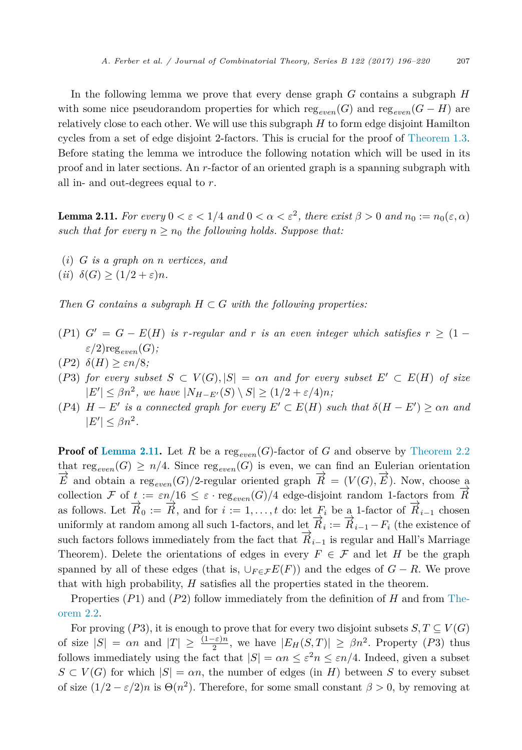In the following lemma we prove that every dense graph $G$ contains a subgraph $H$ with some nice pseudorandom properties for which $\text{reg}_{even}(G)$ and $\text{reg}_{even}(G - H)$ are relatively close to each other. We will use this subgraph $H$ to form edge disjoint Hamilton cycles from a set of edge disjoint 2-factors. This is crucial for the proof of Theorem 1.3. Before stating the lemma we introduce the following notation which will be used in its proof and in later sections. An $r$-factor of an oriented graph is a spanning subgraph with all in- and out-degrees equal to $r$.

**Lemma 2.11.** *For every $0 < \varepsilon < 1/4$ and $0 < \alpha < \varepsilon^2$, there exist $\beta > 0$ and $n_0 := n_0(\varepsilon, \alpha)$ such that for every $n \geq n_0$ the following holds. Suppose that:*

*(i) $G$ is a graph on $n$ vertices, and*
*(ii) $\delta(G) \geq (1/2 + \varepsilon)n$.*

*Then $G$ contains a subgraph $H \subset G$ with the following properties:*

*(P1) $G' = G - E(H)$ is $r$-regular and $r$ is an even integer which satisfies $r \geq (1 - \varepsilon/2)\text{reg}_{even}(G)$;*
*(P2) $\delta(H) \geq \varepsilon n/8$;*
*(P3) for every subset $S \subset V(G), |S| = \alpha n$ and for every subset $E' \subset E(H)$ of size $|E'| \leq \beta n^2$, we have $|N_{H-E'}(S) \setminus S| \geq (1/2 + \varepsilon/4)n$;*
*(P4) $H - E'$ is a connected graph for every $E' \subset E(H)$ such that $\delta(H - E') \geq \alpha n$ and $|E'| \leq \beta n^2$.*

**Proof of Lemma 2.11.** Let $R$ be a $\text{reg}_{even}(G)$-factor of $G$ and observe by Theorem 2.2 that $\text{reg}_{even}(G) \geq n/4$. Since $\text{reg}_{even}(G)$ is even, we can find an Eulerian orientation $\overrightarrow{E}$ and obtain a $\text{reg}_{even}(G)/2$-regular oriented graph $\overrightarrow{R} = (V(G), \overrightarrow{E})$. Now, choose a collection $\mathcal{F}$ of $t := \varepsilon n/16 \leq \varepsilon \cdot \text{reg}_{even}(G)/4$ edge-disjoint random 1-factors from $\overrightarrow{R}$ as follows. Let $\overrightarrow{R}_0 := \overrightarrow{R}$, and for $i := 1, \ldots, t$ do: let $F_i$ be a 1-factor of $\overrightarrow{R}_{i-1}$ chosen uniformly at random among all such 1-factors, and let $\overrightarrow{R}_i := \overrightarrow{R}_{i-1} - F_i$ (the existence of such factors follows immediately from the fact that $\overrightarrow{R}_{i-1}$ is regular and Hall's Marriage Theorem). Delete the orientations of edges in every $F \in \mathcal{F}$ and let $H$ be the graph spanned by all of these edges (that is, $\cup_{F \in \mathcal{F}} E(F)$) and the edges of $G - R$. We prove that with high probability, $H$ satisfies all the properties stated in the theorem.

Properties $(P1)$ and $(P2)$ follow immediately from the definition of $H$ and from Theorem 2.2.

For proving $(P3)$, it is enough to prove that for every two disjoint subsets $S, T \subseteq V(G)$ of size $|S| = \alpha n$ and $|T| \geq \frac{(1-\varepsilon)n}{2}$, we have $|E_H(S, T)| \geq \beta n^2$. Property $(P3)$ thus follows immediately using the fact that $|S| = \alpha n \leq \varepsilon^2 n \leq \varepsilon n/4$. Indeed, given a subset $S \subset V(G)$ for which $|S| = \alpha n$, the number of edges (in $H$) between $S$ to every subset of size $(1/2 - \varepsilon/2)n$ is $\Theta(n^2)$. Therefore, for some small constant $\beta > 0$, by removing at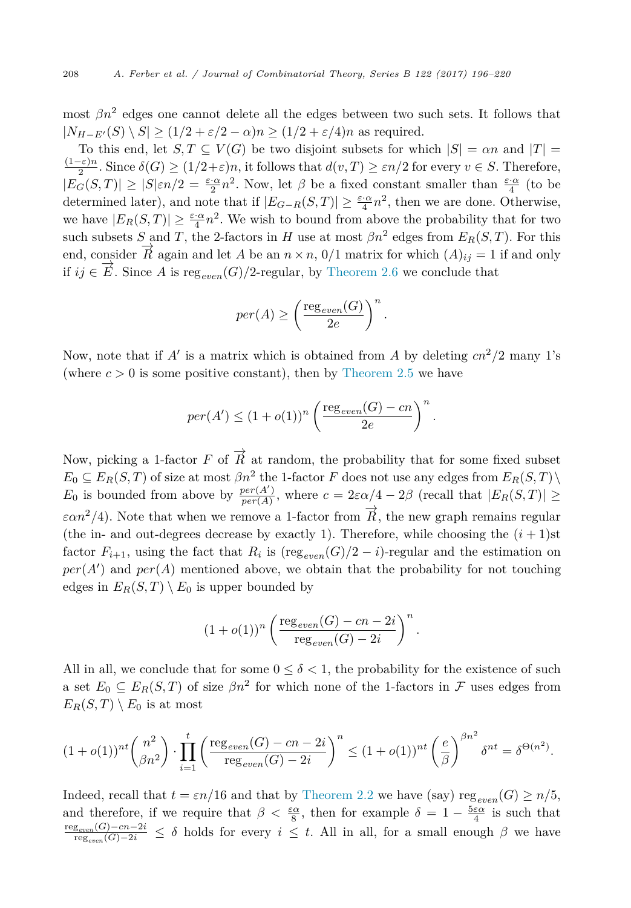most $\beta n^2$ edges one cannot delete all the edges between two such sets. It follows that $|N_{H-E'}(S) \setminus S| \geq (1/2 + \varepsilon/2 - \alpha)n \geq (1/2 + \varepsilon/4)n$ as required.

To this end, let $S, T \subseteq V(G)$ be two disjoint subsets for which $|S| = \alpha n$ and $|T| = \frac{(1-\varepsilon)n}{2}$. Since $\delta(G) \geq (1/2+\varepsilon)n$, it follows that $d(v,T) \geq \varepsilon n/2$ for every $v \in S$. Therefore, $|E_G(S,T)| \geq |S|\varepsilon n/2 = \frac{\varepsilon \cdot \alpha}{2} n^2$. Now, let $\beta$ be a fixed constant smaller than $\frac{\varepsilon \cdot \alpha}{4}$ (to be determined later), and note that if $|E_{G-R}(S,T)| \geq \frac{\varepsilon \cdot \alpha}{4} n^2$, then we are done. Otherwise, we have $|E_R(S,T)| \geq \frac{\varepsilon \cdot \alpha}{4} n^2$. We wish to bound from above the probability that for two such subsets $S$ and $T$, the 2-factors in $H$ use at most $\beta n^2$ edges from $E_R(S,T)$. For this end, consider $\overrightarrow{R}$ again and let $A$ be an $n \times n$, 0/1 matrix for which $(A)_{ij} = 1$ if and only if $ij \in \overrightarrow{E}$. Since $A$ is $\text{reg}_{even}(G)/2$-regular, by Theorem 2.6 we conclude that

$$per(A) \geq \left(\frac{\text{reg}_{even}(G)}{2e}\right)^n.$$

Now, note that if $A'$ is a matrix which is obtained from $A$ by deleting $cn^2/2$ many 1's (where $c > 0$ is some positive constant), then by Theorem 2.5 we have

$$per(A') \leq (1+o(1))^n \left(\frac{\text{reg}_{even}(G) - cn}{2e}\right)^n.$$

Now, picking a 1-factor $F$ of $\overrightarrow{R}$ at random, the probability that for some fixed subset $E_0 \subseteq E_R(S,T)$ of size at most $\beta n^2$ the 1-factor $F$ does not use any edges from $E_R(S,T) \setminus E_0$ is bounded from above by $\frac{per(A')}{per(A)}$, where $c = 2\varepsilon\alpha/4 - 2\beta$ (recall that $|E_R(S,T)| \geq \varepsilon\alpha n^2/4$). Note that when we remove a 1-factor from $\overrightarrow{R}$, the new graph remains regular (the in- and out-degrees decrease by exactly 1). Therefore, while choosing the $(i+1)$st factor $F_{i+1}$, using the fact that $R_i$ is $(\text{reg}_{even}(G)/2 - i)$-regular and the estimation on $per(A')$ and $per(A)$ mentioned above, we obtain that the probability for not touching edges in $E_R(S,T) \setminus E_0$ is upper bounded by

$$(1+o(1))^n \left(\frac{\text{reg}_{even}(G) - cn - 2i}{\text{reg}_{even}(G) - 2i}\right)^n.$$

All in all, we conclude that for some $0 \leq \delta < 1$, the probability for the existence of such a set $E_0 \subseteq E_R(S,T)$ of size $\beta n^2$ for which none of the 1-factors in $\mathcal{F}$ uses edges from $E_R(S,T) \setminus E_0$ is at most

$$(1+o(1))^{nt} \binom{n^2}{\beta n^2} \cdot \prod_{i=1}^{t} \left(\frac{\text{reg}_{even}(G) - cn - 2i}{\text{reg}_{even}(G) - 2i}\right)^n \leq (1+o(1))^{nt} \left(\frac{e}{\beta}\right)^{\beta n^2} \delta^{nt} = \delta^{\Theta(n^2)}.$$

Indeed, recall that $t = \varepsilon n/16$ and that by Theorem 2.2 we have (say) $\text{reg}_{even}(G) \geq n/5$, and therefore, if we require that $\beta < \frac{\varepsilon\alpha}{8}$, then for example $\delta = 1 - \frac{5\varepsilon\alpha}{4}$ is such that $\frac{\text{reg}_{even}(G) - cn - 2i}{\text{reg}_{even}(G) - 2i} \leq \delta$ holds for every $i \leq t$. All in all, for a small enough $\beta$ we have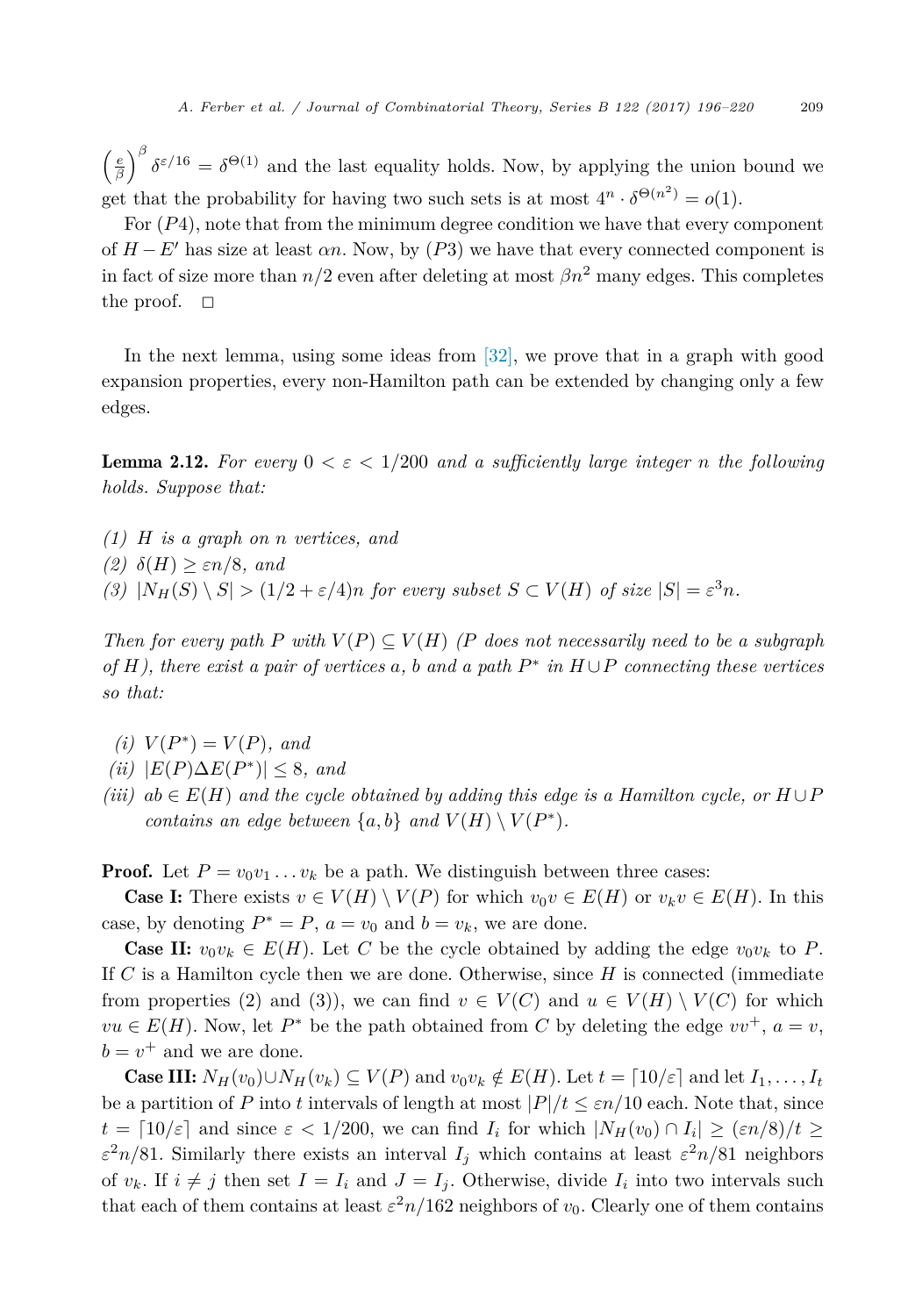$\left(\frac{e}{\beta}\right)^{\beta} \delta^{\varepsilon/16} = \delta^{\Theta(1)}$ and the last equality holds. Now, by applying the union bound we get that the probability for having two such sets is at most $4^n \cdot \delta^{\Theta(n^2)} = o(1)$.

For $(P4)$, note that from the minimum degree condition we have that every component of $H - E'$ has size at least $\alpha n$. Now, by $(P3)$ we have that every connected component is in fact of size more than $n/2$ even after deleting at most $\beta n^2$ many edges. This completes the proof. $\square$

In the next lemma, using some ideas from [32], we prove that in a graph with good expansion properties, every non-Hamilton path can be extended by changing only a few edges.

**Lemma 2.12.** *For every $0 < \varepsilon < 1/200$ and a sufficiently large integer $n$ the following holds. Suppose that:*

*(1) $H$ is a graph on $n$ vertices, and*
*(2) $\delta(H) \geq \varepsilon n/8$, and*
*(3) $|N_H(S) \setminus S| > (1/2 + \varepsilon/4)n$ for every subset $S \subset V(H)$ of size $|S| = \varepsilon^3 n$.*

*Then for every path $P$ with $V(P) \subseteq V(H)$ ($P$ does not necessarily need to be a subgraph of $H$), there exist a pair of vertices $a$, $b$ and a path $P^*$ in $H \cup P$ connecting these vertices so that:*

*(i) $V(P^*) = V(P)$, and*
*(ii) $|E(P) \Delta E(P^*)| \leq 8$, and*
*(iii) $ab \in E(H)$ and the cycle obtained by adding this edge is a Hamilton cycle, or $H \cup P$ contains an edge between $\{a, b\}$ and $V(H) \setminus V(P^*)$.*

**Proof.** Let $P = v_0 v_1 \dots v_k$ be a path. We distinguish between three cases:

**Case I:** There exists $v \in V(H) \setminus V(P)$ for which $v_0 v \in E(H)$ or $v_k v \in E(H)$. In this case, by denoting $P^* = P$, $a = v_0$ and $b = v_k$, we are done.

**Case II:** $v_0 v_k \in E(H)$. Let $C$ be the cycle obtained by adding the edge $v_0 v_k$ to $P$. If $C$ is a Hamilton cycle then we are done. Otherwise, since $H$ is connected (immediate from properties (2) and (3)), we can find $v \in V(C)$ and $u \in V(H) \setminus V(C)$ for which $vu \in E(H)$. Now, let $P^*$ be the path obtained from $C$ by deleting the edge $vv^+$, $a = v$, $b = v^+$ and we are done.

**Case III:** $N_H(v_0) \cup N_H(v_k) \subseteq V(P)$ and $v_0 v_k \notin E(H)$. Let $t = \lceil 10/\varepsilon \rceil$ and let $I_1, \dots, I_t$ be a partition of $P$ into $t$ intervals of length at most $|P|/t \leq \varepsilon n/10$ each. Note that, since $t = \lceil 10/\varepsilon \rceil$ and since $\varepsilon < 1/200$, we can find $I_i$ for which $|N_H(v_0) \cap I_i| \geq (\varepsilon n/8)/t \geq \varepsilon^2 n/81$. Similarly there exists an interval $I_j$ which contains at least $\varepsilon^2 n/81$ neighbors of $v_k$. If $i \neq j$ then set $I = I_i$ and $J = I_j$. Otherwise, divide $I_i$ into two intervals such that each of them contains at least $\varepsilon^2 n/162$ neighbors of $v_0$. Clearly one of them contains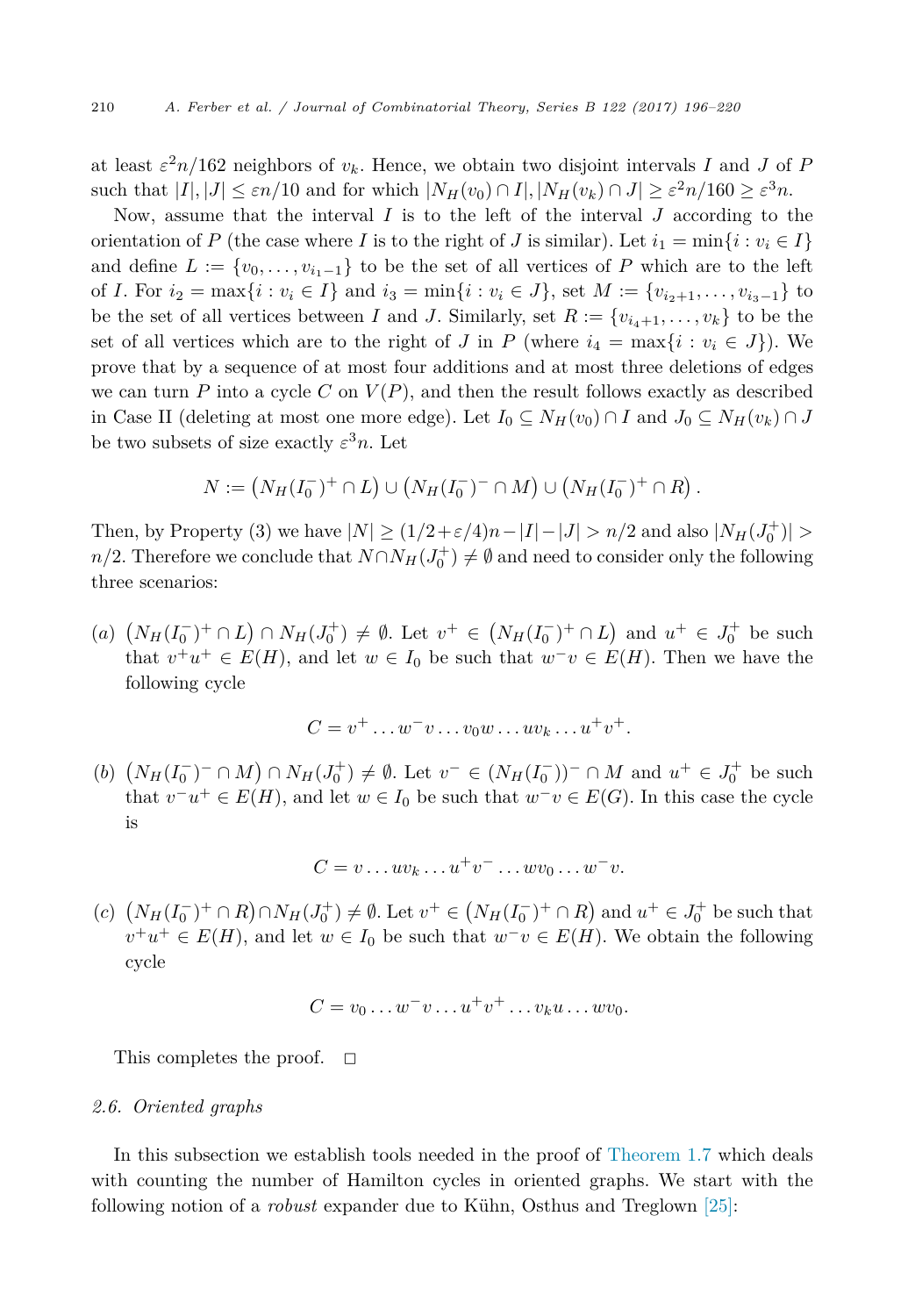at least $\varepsilon^2 n/162$ neighbors of $v_k$. Hence, we obtain two disjoint intervals $I$ and $J$ of $P$ such that $|I|, |J| \leq \varepsilon n/10$ and for which $|N_H(v_0) \cap I|, |N_H(v_k) \cap J| \geq \varepsilon^2 n/160 \geq \varepsilon^3 n$.

Now, assume that the interval $I$ is to the left of the interval $J$ according to the orientation of $P$ (the case where $I$ is to the right of $J$ is similar). Let $i_1 = \min\{i : v_i \in I\}$ and define $L := \{v_0, \ldots, v_{i_1-1}\}$ to be the set of all vertices of $P$ which are to the left of $I$. For $i_2 = \max\{i : v_i \in I\}$ and $i_3 = \min\{i : v_i \in J\}$, set $M := \{v_{i_2+1}, \ldots, v_{i_3-1}\}$ to be the set of all vertices between $I$ and $J$. Similarly, set $R := \{v_{i_4+1}, \ldots, v_k\}$ to be the set of all vertices which are to the right of $J$ in $P$ (where $i_4 = \max\{i : v_i \in J\}$). We prove that by a sequence of at most four additions and at most three deletions of edges we can turn $P$ into a cycle $C$ on $V(P)$, and then the result follows exactly as described in Case II (deleting at most one more edge). Let $I_0 \subseteq N_H(v_0) \cap I$ and $J_0 \subseteq N_H(v_k) \cap J$ be two subsets of size exactly $\varepsilon^3 n$. Let

$$N := \left(N_H(I_0^-)^+ \cap L\right) \cup \left(N_H(I_0^-)^- \cap M\right) \cup \left(N_H(I_0^-)^+ \cap R\right).$$

Then, by Property (3) we have $|N| \geq (1/2+\varepsilon/4)n - |I| - |J| > n/2$ and also $|N_H(J_0^+)| > n/2$. Therefore we conclude that $N \cap N_H(J_0^+) \neq \emptyset$ and need to consider only the following three scenarios:

(a) $\left(N_H(I_0^-)^+ \cap L\right) \cap N_H(J_0^+) \neq \emptyset$. Let $v^+ \in \left(N_H(I_0^-)^+ \cap L\right)$ and $u^+ \in J_0^+$ be such that $v^+u^+ \in E(H)$, and let $w \in I_0$ be such that $w^-v \in E(H)$. Then we have the following cycle

$$C = v^+ \ldots w^- v \ldots v_0 w \ldots u v_k \ldots u^+ v^+.$$

(b) $\left(N_H(I_0^-)^- \cap M\right) \cap N_H(J_0^+) \neq \emptyset$. Let $v^- \in (N_H(I_0^-))^- \cap M$ and $u^+ \in J_0^+$ be such that $v^-u^+ \in E(H)$, and let $w \in I_0$ be such that $w^-v \in E(G)$. In this case the cycle is

$$C = v \ldots u v_k \ldots u^+ v^- \ldots w v_0 \ldots w^- v.$$

(c) $\left(N_H(I_0^-)^+ \cap R\right) \cap N_H(J_0^+) \neq \emptyset$. Let $v^+ \in \left(N_H(I_0^-)^+ \cap R\right)$ and $u^+ \in J_0^+$ be such that $v^+u^+ \in E(H)$, and let $w \in I_0$ be such that $w^-v \in E(H)$. We obtain the following cycle

$$C = v_0 \ldots w^- v \ldots u^+ v^+ \ldots v_k u \ldots w v_0.$$

This completes the proof. $\square$

### 2.6. Oriented graphs

In this subsection we establish tools needed in the proof of Theorem 1.7 which deals with counting the number of Hamilton cycles in oriented graphs. We start with the following notion of a *robust* expander due to Kühn, Osthus and Treglown [25]: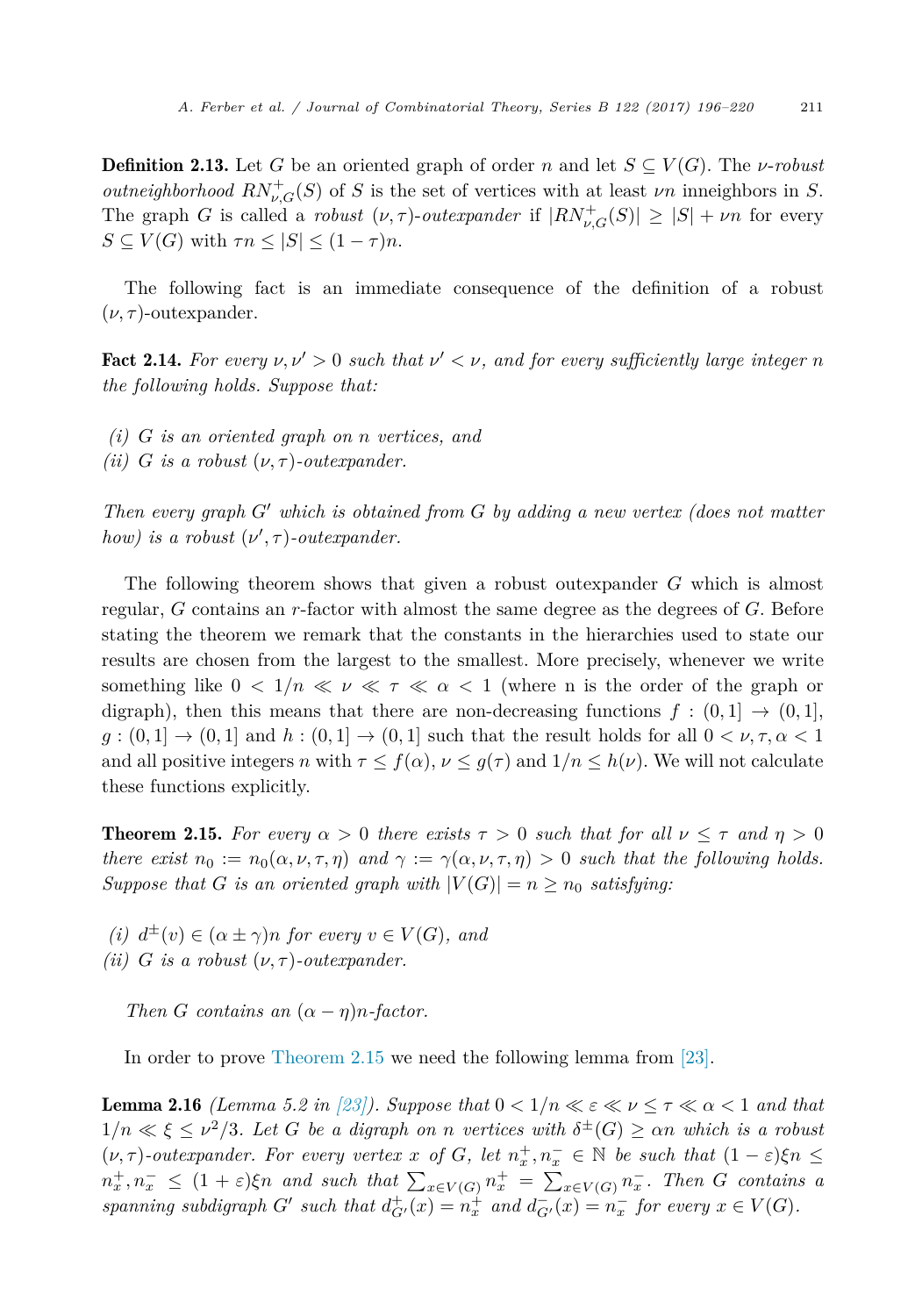**Definition 2.13.** Let $G$ be an oriented graph of order $n$ and let $S \subseteq V(G)$. The *$\nu$-robust outneighborhood* $RN^+_{\nu,G}(S)$ of $S$ is the set of vertices with at least $\nu n$ inneighbors in $S$. The graph $G$ is called a *robust $(\nu, \tau)$-outexpander* if $|RN^+_{\nu,G}(S)| \geq |S| + \nu n$ for every $S \subseteq V(G)$ with $\tau n \leq |S| \leq (1 - \tau)n$.

The following fact is an immediate consequence of the definition of a robust $(\nu, \tau)$-outexpander.

**Fact 2.14.** *For every $\nu, \nu' > 0$ such that $\nu' < \nu$, and for every sufficiently large integer $n$ the following holds. Suppose that:*

*(i) $G$ is an oriented graph on $n$ vertices, and*
*(ii) $G$ is a robust $(\nu, \tau)$-outexpander.*

*Then every graph $G'$ which is obtained from $G$ by adding a new vertex (does not matter how) is a robust $(\nu', \tau)$-outexpander.*

The following theorem shows that given a robust outexpander $G$ which is almost regular, $G$ contains an $r$-factor with almost the same degree as the degrees of $G$. Before stating the theorem we remark that the constants in the hierarchies used to state our results are chosen from the largest to the smallest. More precisely, whenever we write something like $0 < 1/n \ll \nu \ll \tau \ll \alpha < 1$ (where n is the order of the graph or digraph), then this means that there are non-decreasing functions $f : (0, 1] \to (0, 1]$, $g : (0, 1] \to (0, 1]$ and $h : (0, 1] \to (0, 1]$ such that the result holds for all $0 < \nu, \tau, \alpha < 1$ and all positive integers $n$ with $\tau \leq f(\alpha)$, $\nu \leq g(\tau)$ and $1/n \leq h(\nu)$. We will not calculate these functions explicitly.

**Theorem 2.15.** *For every $\alpha > 0$ there exists $\tau > 0$ such that for all $\nu \leq \tau$ and $\eta > 0$ there exist $n_0 := n_0(\alpha, \nu, \tau, \eta)$ and $\gamma := \gamma(\alpha, \nu, \tau, \eta) > 0$ such that the following holds. Suppose that $G$ is an oriented graph with $|V(G)| = n \geq n_0$ satisfying:*

*(i) $d^{\pm}(v) \in (\alpha \pm \gamma)n$ for every $v \in V(G)$, and*
*(ii) $G$ is a robust $(\nu, \tau)$-outexpander.*

*Then $G$ contains an $(\alpha - \eta)n$-factor.*

In order to prove Theorem 2.15 we need the following lemma from [23].

**Lemma 2.16** *(Lemma 5.2 in [23]). Suppose that $0 < 1/n \ll \varepsilon \ll \nu \leq \tau \ll \alpha < 1$ and that $1/n \ll \xi \leq \nu^2/3$. Let $G$ be a digraph on $n$ vertices with $\delta^{\pm}(G) \geq \alpha n$ which is a robust $(\nu, \tau)$-outexpander. For every vertex $x$ of $G$, let $n^+_x, n^-_x \in \mathbb{N}$ be such that $(1 - \varepsilon)\xi n \leq n^+_x, n^-_x \leq (1 + \varepsilon)\xi n$ and such that $\sum_{x \in V(G)} n^+_x = \sum_{x \in V(G)} n^-_x$. Then $G$ contains a spanning subgraph $G'$ such that $d^+_{G'}(x) = n^+_x$ and $d^-_{G'}(x) = n^-_x$ for every $x \in V(G)$.*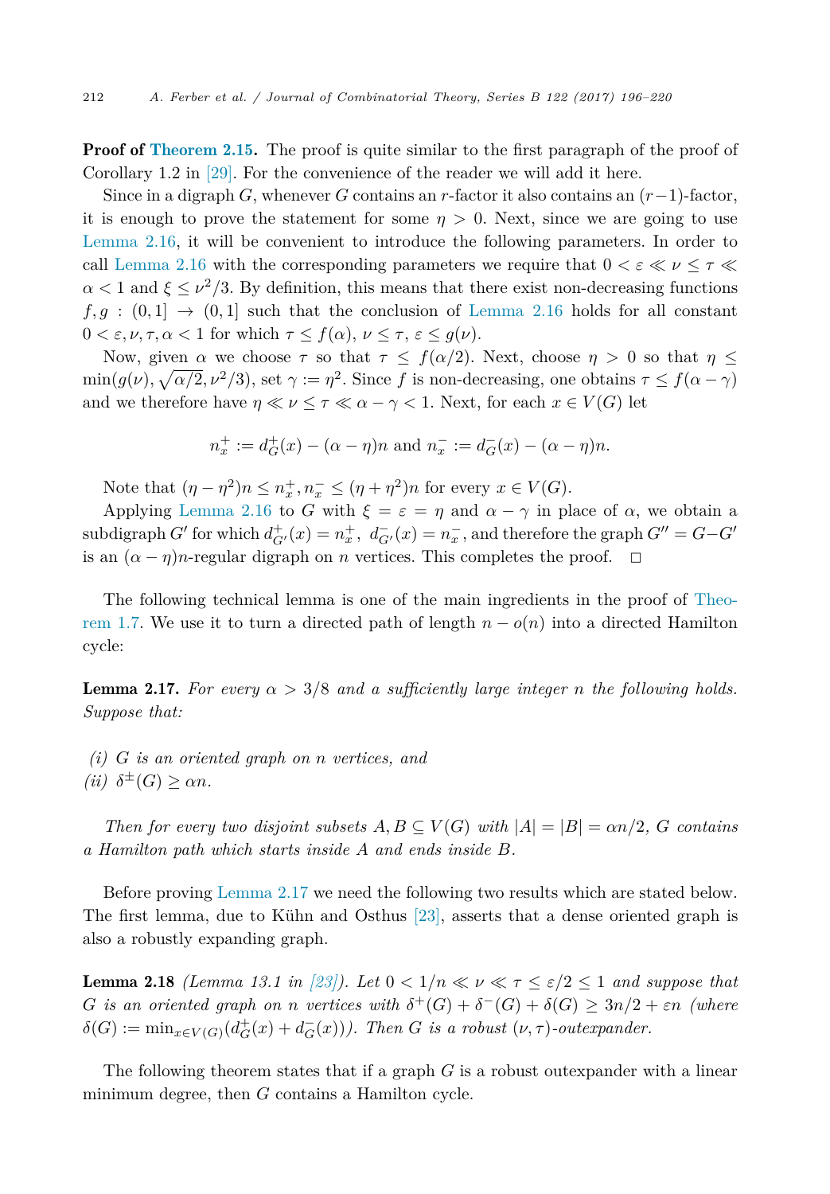**Proof of Theorem 2.15.** The proof is quite similar to the first paragraph of the proof of Corollary 1.2 in [29]. For the convenience of the reader we will add it here.

Since in a digraph $G$, whenever $G$ contains an $r$-factor it also contains an $(r-1)$-factor, it is enough to prove the statement for some $\eta > 0$. Next, since we are going to use Lemma 2.16, it will be convenient to introduce the following parameters. In order to call Lemma 2.16 with the corresponding parameters we require that $0 < \varepsilon \ll \nu \leq \tau \ll \alpha < 1$ and $\xi \leq \nu^2/3$. By definition, this means that there exist non-decreasing functions $f, g : (0, 1] \to (0, 1]$ such that the conclusion of Lemma 2.16 holds for all constant $0 < \varepsilon, \nu, \tau, \alpha < 1$ for which $\tau \leq f(\alpha)$, $\nu \leq \tau$, $\varepsilon \leq g(\nu)$.

Now, given $\alpha$ we choose $\tau$ so that $\tau \leq f(\alpha/2)$. Next, choose $\eta > 0$ so that $\eta \leq \min(g(\nu), \sqrt{\alpha/2}, \nu^2/3)$, set $\gamma := \eta^2$. Since $f$ is non-decreasing, one obtains $\tau \leq f(\alpha - \gamma)$ and we therefore have $\eta \ll \nu \leq \tau \ll \alpha - \gamma < 1$. Next, for each $x \in V(G)$ let

$$n_x^+ := d_G^+(x) - (\alpha - \eta)n \text{ and } n_x^- := d_G^-(x) - (\alpha - \eta)n.$$

Note that $(\eta - \eta^2)n \leq n_x^+, n_x^- \leq (\eta + \eta^2)n$ for every $x \in V(G)$.

Applying Lemma 2.16 to $G$ with $\xi = \varepsilon = \eta$ and $\alpha - \gamma$ in place of $\alpha$, we obtain a subdigraph $G'$ for which $d_{G'}^+(x) = n_x^+$, $d_{G'}^-(x) = n_x^-$, and therefore the graph $G'' = G - G'$ is an $(\alpha - \eta)n$-regular digraph on $n$ vertices. This completes the proof. $\square$

The following technical lemma is one of the main ingredients in the proof of Theorem 1.7. We use it to turn a directed path of length $n - o(n)$ into a directed Hamilton cycle:

**Lemma 2.17.** *For every $\alpha > 3/8$ and a sufficiently large integer $n$ the following holds. Suppose that:*

*(i) $G$ is an oriented graph on $n$ vertices, and*
*(ii) $\delta^{\pm}(G) \geq \alpha n$.*

*Then for every two disjoint subsets $A, B \subseteq V(G)$ with $|A| = |B| = \alpha n/2$, $G$ contains a Hamilton path which starts inside $A$ and ends inside $B$.*

Before proving Lemma 2.17 we need the following two results which are stated below. The first lemma, due to Kühn and Osthus [23], asserts that a dense oriented graph is also a robustly expanding graph.

**Lemma 2.18** *(Lemma 13.1 in [23]). Let $0 < 1/n \ll \nu \ll \tau \leq \varepsilon/2 \leq 1$ and suppose that $G$ is an oriented graph on $n$ vertices with $\delta^+(G) + \delta^-(G) + \delta(G) \geq 3n/2 + \varepsilon n$ (where $\delta(G) := \min_{x \in V(G)}(d_G^+(x) + d_G^-(x))$). Then $G$ is a robust $(\nu, \tau)$-outexpander.*

The following theorem states that if a graph $G$ is a robust outexpander with a linear minimum degree, then $G$ contains a Hamilton cycle.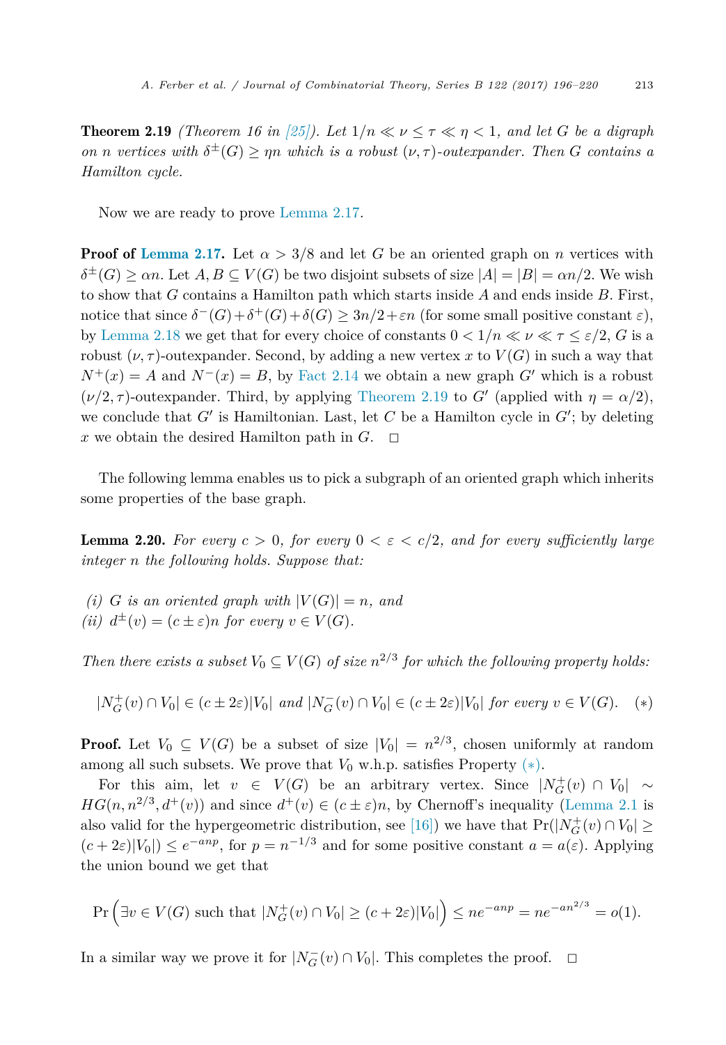**Theorem 2.19** *(Theorem 16 in [25]). Let $1/n \ll \nu \le \tau \ll \eta < 1$, and let $G$ be a digraph on $n$ vertices with $\delta^{\pm}(G) \ge \eta n$ which is a robust $(\nu, \tau)$-outexpander. Then $G$ contains a Hamilton cycle.*

Now we are ready to prove Lemma 2.17.

**Proof of Lemma 2.17.** Let $\alpha > 3/8$ and let $G$ be an oriented graph on $n$ vertices with $\delta^{\pm}(G) \ge \alpha n$. Let $A, B \subseteq V(G)$ be two disjoint subsets of size $|A| = |B| = \alpha n/2$. We wish to show that $G$ contains a Hamilton path which starts inside $A$ and ends inside $B$. First, notice that since $\delta^-(G)+\delta^+(G)+\delta(G) \ge 3n/2+\varepsilon n$ (for some small positive constant $\varepsilon$), by Lemma 2.18 we get that for every choice of constants $0 < 1/n \ll \nu \ll \tau \le \varepsilon/2$, $G$ is a robust $(\nu, \tau)$-outexpander. Second, by adding a new vertex $x$ to $V(G)$ in such a way that $N^+(x) = A$ and $N^-(x) = B$, by Fact 2.14 we obtain a new graph $G'$ which is a robust $(\nu/2, \tau)$-outexpander. Third, by applying Theorem 2.19 to $G'$ (applied with $\eta = \alpha/2$), we conclude that $G'$ is Hamiltonian. Last, let $C$ be a Hamilton cycle in $G'$; by deleting $x$ we obtain the desired Hamilton path in $G$. $\square$

The following lemma enables us to pick a subgraph of an oriented graph which inherits some properties of the base graph.

**Lemma 2.20.** *For every $c > 0$, for every $0 < \varepsilon < c/2$, and for every sufficiently large integer $n$ the following holds. Suppose that:*

*(i) $G$ is an oriented graph with $|V(G)| = n$, and*
*(ii) $d^{\pm}(v) = (c \pm \varepsilon)n$ for every $v \in V(G)$.*

*Then there exists a subset $V_0 \subseteq V(G)$ of size $n^{2/3}$ for which the following property holds:*

$$|N^+_G(v) \cap V_0| \in (c \pm 2\varepsilon)|V_0| \text{ and } |N^-_G(v) \cap V_0| \in (c \pm 2\varepsilon)|V_0| \text{ for every } v \in V(G). \quad (*)$$

**Proof.** Let $V_0 \subseteq V(G)$ be a subset of size $|V_0| = n^{2/3}$, chosen uniformly at random among all such subsets. We prove that $V_0$ w.h.p. satisfies Property $(*)$.

For this aim, let $v \in V(G)$ be an arbitrary vertex. Since $|N^+_G(v) \cap V_0| \sim HG(n, n^{2/3}, d^+(v))$ and since $d^+(v) \in (c \pm \varepsilon)n$, by Chernoff's inequality (Lemma 2.1 is also valid for the hypergeometric distribution, see [16]) we have that $\Pr(|N^+_G(v) \cap V_0| \ge (c + 2\varepsilon)|V_0|) \le e^{-anp}$, for $p = n^{-1/3}$ and for some positive constant $a = a(\varepsilon)$. Applying the union bound we get that

$$\Pr\left(\exists v \in V(G) \text{ such that } |N^+_G(v) \cap V_0| \ge (c + 2\varepsilon)|V_0|\right) \le ne^{-anp} = ne^{-an^{2/3}} = o(1).$$

In a similar way we prove it for $|N^-_G(v) \cap V_0|$. This completes the proof. $\square$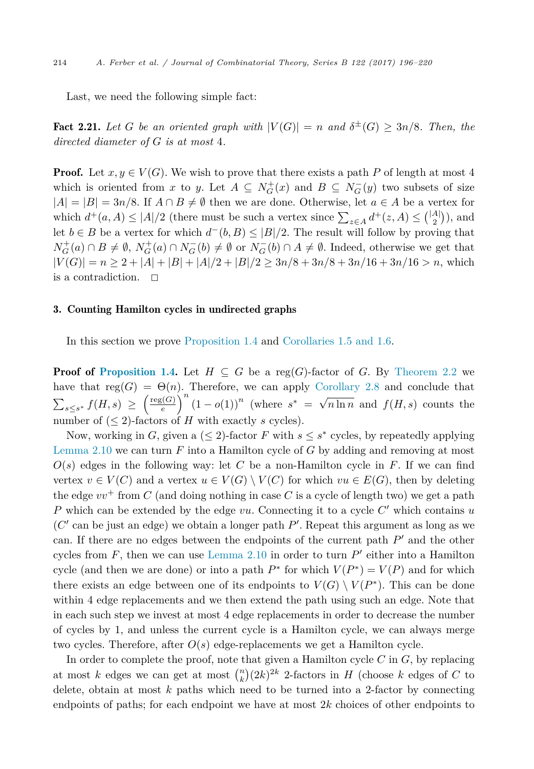Last, we need the following simple fact:

**Fact 2.21.** *Let $G$ be an oriented graph with $|V(G)| = n$ and $\delta^{\pm}(G) \geq 3n/8$. Then, the directed diameter of $G$ is at most 4.*

**Proof.** Let $x, y \in V(G)$. We wish to prove that there exists a path $P$ of length at most 4 which is oriented from $x$ to $y$. Let $A \subseteq N_G^+(x)$ and $B \subseteq N_G^-(y)$ two subsets of size $|A| = |B| = 3n/8$. If $A \cap B \neq \emptyset$ then we are done. Otherwise, let $a \in A$ be a vertex for which $d^+(a, A) \leq |A|/2$ (there must be such a vertex since $\sum_{z \in A} d^+(z, A) \leq \binom{|A|}{2}$), and let $b \in B$ be a vertex for which $d^-(b, B) \leq |B|/2$. The result will follow by proving that $N_G^+(a) \cap B \neq \emptyset$, $N_G^+(a) \cap N_G^-(b) \neq \emptyset$ or $N_G^-(b) \cap A \neq \emptyset$. Indeed, otherwise we get that $|V(G)| = n \geq 2 + |A| + |B| + |A|/2 + |B|/2 \geq 3n/8 + 3n/8 + 3n/16 + 3n/16 > n$, which is a contradiction. $\square$

## 3. Counting Hamilton cycles in undirected graphs

In this section we prove Proposition 1.4 and Corollaries 1.5 and 1.6.

**Proof of Proposition 1.4.** Let $H \subseteq G$ be a reg$(G)$-factor of $G$. By Theorem 2.2 we have that $\text{reg}(G) = \Theta(n)$. Therefore, we can apply Corollary 2.8 and conclude that $\sum_{s \leq s^*} f(H, s) \geq \left(\frac{\text{reg}(G)}{e}\right)^n (1 - o(1))^n$ (where $s^* = \sqrt{n \ln n}$ and $f(H, s)$ counts the number of $(\leq 2)$-factors of $H$ with exactly $s$ cycles).

Now, working in $G$, given a $(\leq 2)$-factor $F$ with $s \leq s^*$ cycles, by repeatedly applying Lemma 2.10 we can turn $F$ into a Hamilton cycle of $G$ by adding and removing at most $O(s)$ edges in the following way: let $C$ be a non-Hamilton cycle in $F$. If we can find vertex $v \in V(C)$ and a vertex $u \in V(G) \setminus V(C)$ for which $vu \in E(G)$, then by deleting the edge $vv^+$ from $C$ (and doing nothing in case $C$ is a cycle of length two) we get a path $P$ which can be extended by the edge $vu$. Connecting it to a cycle $C'$ which contains $u$ ($C'$ can be just an edge) we obtain a longer path $P'$. Repeat this argument as long as we can. If there are no edges between the endpoints of the current path $P'$ and the other cycles from $F$, then we can use Lemma 2.10 in order to turn $P'$ either into a Hamilton cycle (and then we are done) or into a path $P^*$ for which $V(P^*) = V(P)$ and for which there exists an edge between one of its endpoints to $V(G) \setminus V(P^*)$. This can be done within 4 edge replacements and we then extend the path using such an edge. Note that in each such step we invest at most 4 edge replacements in order to decrease the number of cycles by 1, and unless the current cycle is a Hamilton cycle, we can always merge two cycles. Therefore, after $O(s)$ edge-replacements we get a Hamilton cycle.

In order to complete the proof, note that given a Hamilton cycle $C$ in $G$, by replacing at most $k$ edges we can get at most $\binom{n}{k}(2k)^{2k}$ 2-factors in $H$ (choose $k$ edges of $C$ to delete, obtain at most $k$ paths which need to be turned into a 2-factor by connecting endpoints of paths; for each endpoint we have at most $2k$ choices of other endpoints to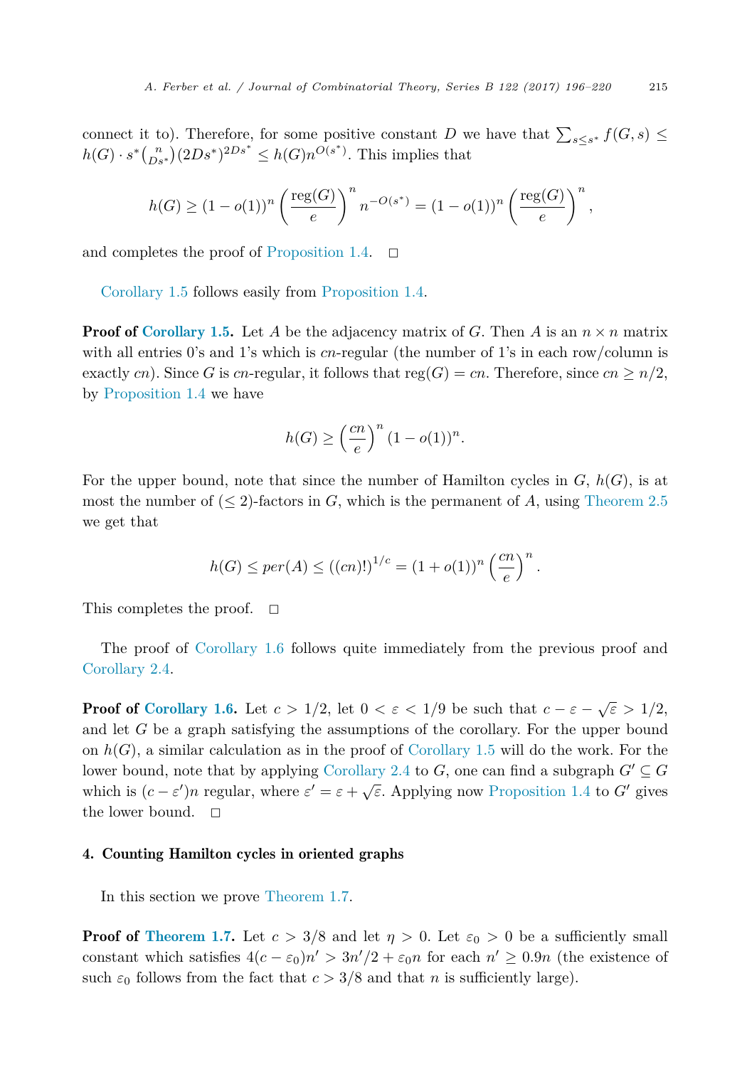connect it to). Therefore, for some positive constant $D$ we have that $\sum_{s\leq s^*} f(G,s) \leq h(G) \cdot s^* \binom{n}{Ds^*}(2Ds^*)^{2Ds^*} \leq h(G)n^{O(s^*)}$. This implies that

$$h(G) \geq (1-o(1))^n \left(\frac{\text{reg}(G)}{e}\right)^n n^{-O(s^*)} = (1-o(1))^n \left(\frac{\text{reg}(G)}{e}\right)^n,$$

and completes the proof of Proposition 1.4. □

Corollary 1.5 follows easily from Proposition 1.4.

**Proof of Corollary 1.5.** Let $A$ be the adjacency matrix of $G$. Then $A$ is an $n \times n$ matrix with all entries 0's and 1's which is $cn$-regular (the number of 1's in each row/column is exactly $cn$). Since $G$ is $cn$-regular, it follows that $\text{reg}(G) = cn$. Therefore, since $cn \geq n/2$, by Proposition 1.4 we have

$$h(G) \geq \left(\frac{cn}{e}\right)^n (1-o(1))^n.$$

For the upper bound, note that since the number of Hamilton cycles in $G$, $h(G)$, is at most the number of ($\leq 2$)-factors in $G$, which is the permanent of $A$, using Theorem 2.5 we get that

$$h(G) \leq per(A) \leq ((cn)!)^{1/c} = (1+o(1))^n \left(\frac{cn}{e}\right)^n.$$

This completes the proof. □

The proof of Corollary 1.6 follows quite immediately from the previous proof and Corollary 2.4.

**Proof of Corollary 1.6.** Let $c > 1/2$, let $0 < \varepsilon < 1/9$ be such that $c - \varepsilon - \sqrt{\varepsilon} > 1/2$, and let $G$ be a graph satisfying the assumptions of the corollary. For the upper bound on $h(G)$, a similar calculation as in the proof of Corollary 1.5 will do the work. For the lower bound, note that by applying Corollary 2.4 to $G$, one can find a subgraph $G' \subseteq G$ which is $(c - \varepsilon')n$ regular, where $\varepsilon' = \varepsilon + \sqrt{\varepsilon}$. Applying now Proposition 1.4 to $G'$ gives the lower bound. □

## 4. Counting Hamilton cycles in oriented graphs

In this section we prove Theorem 1.7.

**Proof of Theorem 1.7.** Let $c > 3/8$ and let $\eta > 0$. Let $\varepsilon_0 > 0$ be a sufficiently small constant which satisfies $4(c - \varepsilon_0)n' > 3n'/2 + \varepsilon_0 n$ for each $n' \geq 0.9n$ (the existence of such $\varepsilon_0$ follows from the fact that $c > 3/8$ and that $n$ is sufficiently large).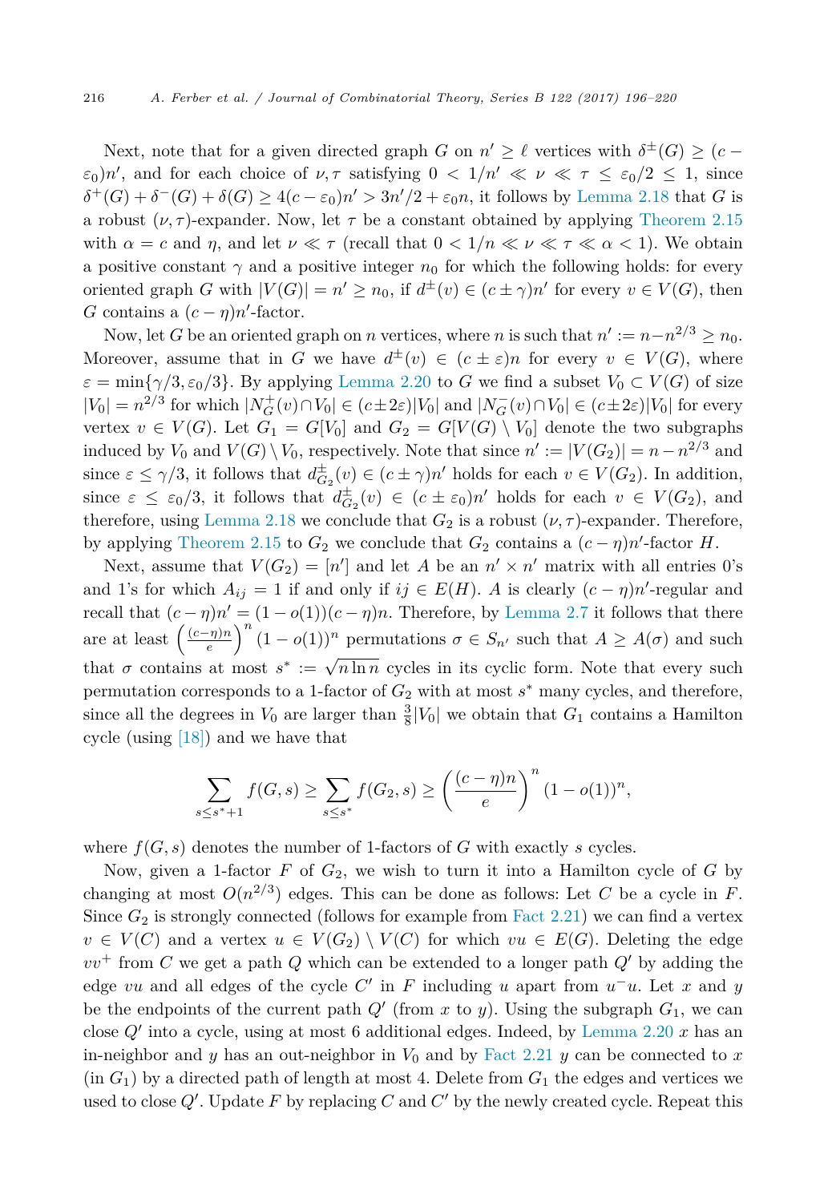Next, note that for a given directed graph $G$ on $n' \geq \ell$ vertices with $\delta^{\pm}(G) \geq (c - \varepsilon_0)n'$, and for each choice of $\nu, \tau$ satisfying $0 < 1/n' \ll \nu \ll \tau \leq \varepsilon_0/2 \leq 1$, since $\delta^+(G) + \delta^-(G) + \delta(G) \geq 4(c - \varepsilon_0)n' > 3n'/2 + \varepsilon_0 n$, it follows by Lemma 2.18 that $G$ is a robust $(\nu, \tau)$-expander. Now, let $\tau$ be a constant obtained by applying Theorem 2.15 with $\alpha = c$ and $\eta$, and let $\nu \ll \tau$ (recall that $0 < 1/n \ll \nu \ll \tau \ll \alpha < 1$). We obtain a positive constant $\gamma$ and a positive integer $n_0$ for which the following holds: for every oriented graph $G$ with $|V(G)| = n' \geq n_0$, if $d^{\pm}(v) \in (c \pm \gamma)n'$ for every $v \in V(G)$, then $G$ contains a $(c - \eta)n'$-factor.

Now, let $G$ be an oriented graph on $n$ vertices, where $n$ is such that $n' := n - n^{2/3} \geq n_0$. Moreover, assume that in $G$ we have $d^{\pm}(v) \in (c \pm \varepsilon)n$ for every $v \in V(G)$, where $\varepsilon = \min\{\gamma/3, \varepsilon_0/3\}$. By applying Lemma 2.20 to $G$ we find a subset $V_0 \subset V(G)$ of size $|V_0| = n^{2/3}$ for which $|N_G^+(v) \cap V_0| \in (c \pm 2\varepsilon)|V_0|$ and $|N_G^-(v) \cap V_0| \in (c \pm 2\varepsilon)|V_0|$ for every vertex $v \in V(G)$. Let $G_1 = G[V_0]$ and $G_2 = G[V(G) \setminus V_0]$ denote the two subgraphs induced by $V_0$ and $V(G) \setminus V_0$, respectively. Note that since $n' := |V(G_2)| = n - n^{2/3}$ and since $\varepsilon \leq \gamma/3$, it follows that $d^{\pm}_{G_2}(v) \in (c \pm \gamma)n'$ holds for each $v \in V(G_2)$. In addition, since $\varepsilon \leq \varepsilon_0/3$, it follows that $d^{\pm}_{G_2}(v) \in (c \pm \varepsilon_0)n'$ holds for each $v \in V(G_2)$, and therefore, using Lemma 2.18 we conclude that $G_2$ is a robust $(\nu, \tau)$-expander. Therefore, by applying Theorem 2.15 to $G_2$ we conclude that $G_2$ contains a $(c - \eta)n'$-factor $H$.

Next, assume that $V(G_2) = [n']$ and let $A$ be an $n' \times n'$ matrix with all entries 0's and 1's for which $A_{ij} = 1$ if and only if $ij \in E(H)$. $A$ is clearly $(c - \eta)n'$-regular and recall that $(c - \eta)n' = (1 - o(1))(c - \eta)n$. Therefore, by Lemma 2.7 it follows that there are at least $\left(\frac{(c-\eta)n}{e}\right)^n (1 - o(1))^n$ permutations $\sigma \in S_{n'}$ such that $A \geq A(\sigma)$ and such that $\sigma$ contains at most $s^* := \sqrt{n \ln n}$ cycles in its cyclic form. Note that every such permutation corresponds to a 1-factor of $G_2$ with at most $s^*$ many cycles, and therefore, since all the degrees in $V_0$ are larger than $\frac{3}{8}|V_0|$ we obtain that $G_1$ contains a Hamilton cycle (using [18]) and we have that

$$\sum_{s \leq s^*+1} f(G, s) \geq \sum_{s \leq s^*} f(G_2, s) \geq \left(\frac{(c-\eta)n}{e}\right)^n (1 - o(1))^n,$$

where $f(G, s)$ denotes the number of 1-factors of $G$ with exactly $s$ cycles.

Now, given a 1-factor $F$ of $G_2$, we wish to turn it into a Hamilton cycle of $G$ by changing at most $O(n^{2/3})$ edges. This can be done as follows: Let $C$ be a cycle in $F$. Since $G_2$ is strongly connected (follows for example from Fact 2.21) we can find a vertex $v \in V(C)$ and a vertex $u \in V(G_2) \setminus V(C)$ for which $vu \in E(G)$. Deleting the edge $vv^+$ from $C$ we get a path $Q$ which can be extended to a longer path $Q'$ by adding the edge $vu$ and all edges of the cycle $C'$ in $F$ including $u$ apart from $u^-u$. Let $x$ and $y$ be the endpoints of the current path $Q'$ (from $x$ to $y$). Using the subgraph $G_1$, we can close $Q'$ into a cycle, using at most 6 additional edges. Indeed, by Lemma 2.20 $x$ has an in-neighbor and $y$ has an out-neighbor in $V_0$ and by Fact 2.21 $y$ can be connected to $x$ (in $G_1$) by a directed path of length at most 4. Delete from $G_1$ the edges and vertices we used to close $Q'$. Update $F$ by replacing $C$ and $C'$ by the newly created cycle. Repeat this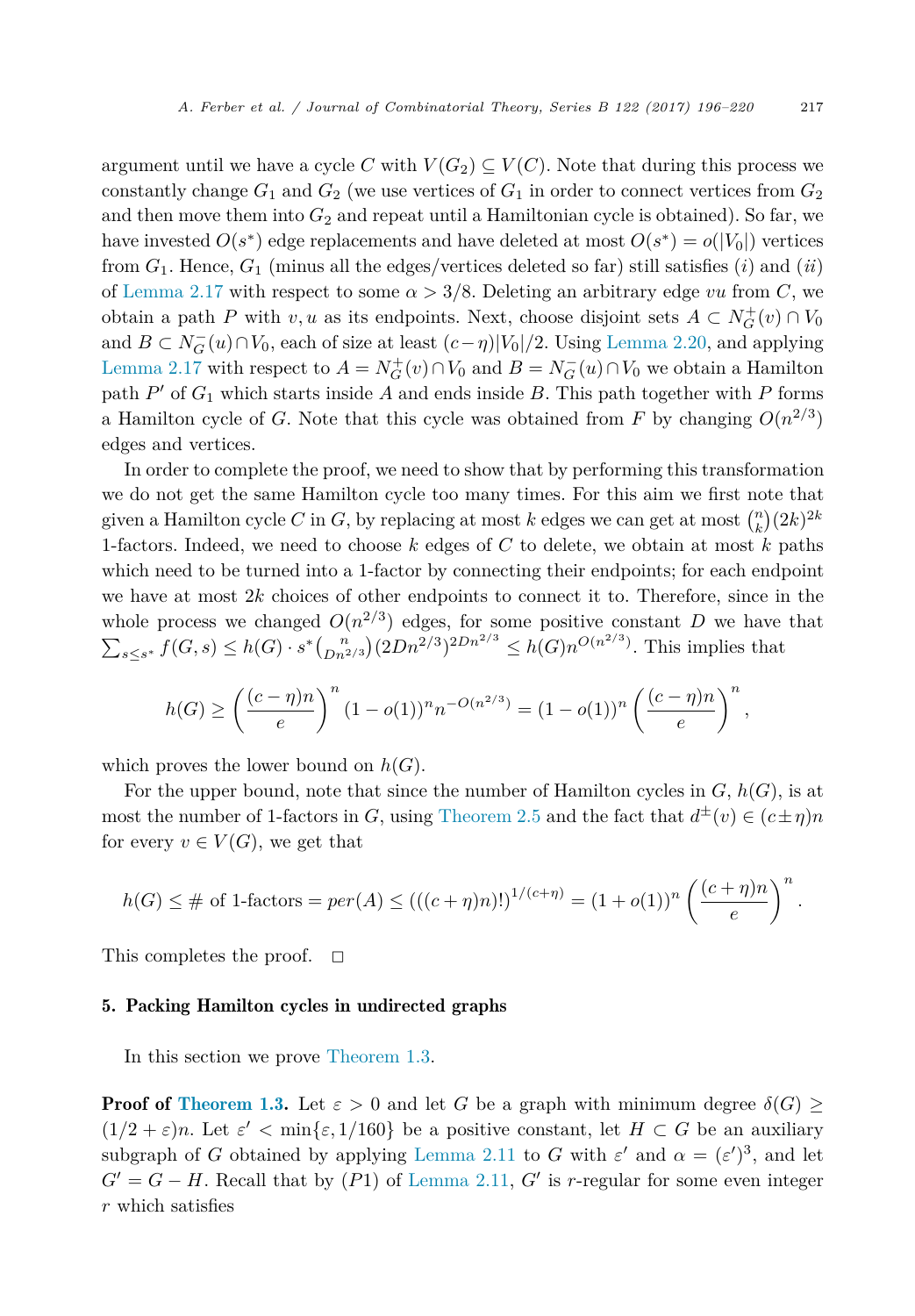argument until we have a cycle $C$ with $V(G_2) \subseteq V(C)$. Note that during this process we constantly change $G_1$ and $G_2$ (we use vertices of $G_1$ in order to connect vertices from $G_2$ and then move them into $G_2$ and repeat until a Hamiltonian cycle is obtained). So far, we have invested $O(s^*)$ edge replacements and have deleted at most $O(s^*) = o(|V_0|)$ vertices from $G_1$. Hence, $G_1$ (minus all the edges/vertices deleted so far) still satisfies $(i)$ and $(ii)$ of Lemma 2.17 with respect to some $\alpha > 3/8$. Deleting an arbitrary edge $vu$ from $C$, we obtain a path $P$ with $v, u$ as its endpoints. Next, choose disjoint sets $A \subset N_G^+(v) \cap V_0$ and $B \subset N_G^-(u) \cap V_0$, each of size at least $(c - \eta)|V_0|/2$. Using Lemma 2.20, and applying Lemma 2.17 with respect to $A = N_G^+(v) \cap V_0$ and $B = N_G^-(u) \cap V_0$ we obtain a Hamilton path $P'$ of $G_1$ which starts inside $A$ and ends inside $B$. This path together with $P$ forms a Hamilton cycle of $G$. Note that this cycle was obtained from $F$ by changing $O(n^{2/3})$ edges and vertices.

In order to complete the proof, we need to show that by performing this transformation we do not get the same Hamilton cycle too many times. For this aim we first note that given a Hamilton cycle $C$ in $G$, by replacing at most $k$ edges we can get at most $\binom{n}{k}(2k)^{2k}$ 1-factors. Indeed, we need to choose $k$ edges of $C$ to delete, we obtain at most $k$ paths which need to be turned into a 1-factor by connecting their endpoints; for each endpoint we have at most $2k$ choices of other endpoints to connect it to. Therefore, since in the whole process we changed $O(n^{2/3})$ edges, for some positive constant $D$ we have that $\sum_{s \leq s^*} f(G, s) \leq h(G) \cdot s^* \binom{n}{Dn^{2/3}} (2Dn^{2/3})^{2Dn^{2/3}} \leq h(G) n^{O(n^{2/3})}$. This implies that

$$h(G) \geq \left(\frac{(c-\eta)n}{e}\right)^n (1 - o(1))^n n^{-O(n^{2/3})} = (1 - o(1))^n \left(\frac{(c-\eta)n}{e}\right)^n,$$

which proves the lower bound on $h(G)$.

For the upper bound, note that since the number of Hamilton cycles in $G$, $h(G)$, is at most the number of 1-factors in $G$, using Theorem 2.5 and the fact that $d^{\pm}(v) \in (c \pm \eta)n$ for every $v \in V(G)$, we get that

$$h(G) \leq \text{\# of 1-factors} = per(A) \leq \left(((c+\eta)n)!\right)^{1/(c+\eta)} = (1 + o(1))^n \left(\frac{(c+\eta)n}{e}\right)^n.$$

This completes the proof. $\square$

## 5. Packing Hamilton cycles in undirected graphs

In this section we prove Theorem 1.3.

**Proof of Theorem 1.3.** Let $\varepsilon > 0$ and let $G$ be a graph with minimum degree $\delta(G) \geq (1/2 + \varepsilon)n$. Let $\varepsilon' < \min\{\varepsilon, 1/160\}$ be a positive constant, let $H \subset G$ be an auxiliary subgraph of $G$ obtained by applying Lemma 2.11 to $G$ with $\varepsilon'$ and $\alpha = (\varepsilon')^3$, and let $G' = G - H$. Recall that by $(P1)$ of Lemma 2.11, $G'$ is $r$-regular for some even integer $r$ which satisfies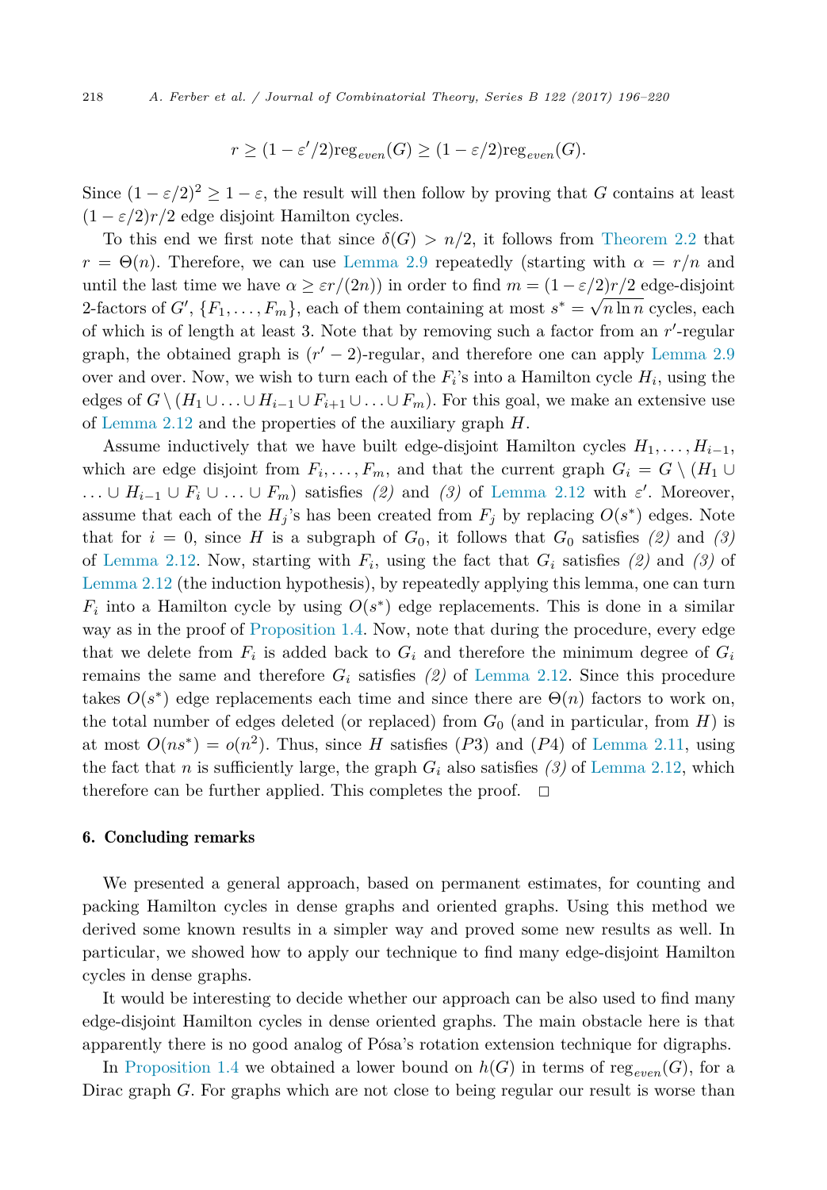$$r \geq (1 - \varepsilon'/2)\text{reg}_{even}(G) \geq (1 - \varepsilon/2)\text{reg}_{even}(G).$$

Since $(1 - \varepsilon/2)^2 \geq 1 - \varepsilon$, the result will then follow by proving that $G$ contains at least $(1 - \varepsilon/2)r/2$ edge disjoint Hamilton cycles.

To this end we first note that since $\delta(G) > n/2$, it follows from Theorem 2.2 that $r = \Theta(n)$. Therefore, we can use Lemma 2.9 repeatedly (starting with $\alpha = r/n$ and until the last time we have $\alpha \geq \varepsilon r/(2n)$) in order to find $m = (1 - \varepsilon/2)r/2$ edge-disjoint 2-factors of $G'$, $\{F_1, \dots, F_m\}$, each of them containing at most $s^* = \sqrt{n \ln n}$ cycles, each of which is of length at least 3. Note that by removing such a factor from an $r'$-regular graph, the obtained graph is $(r' - 2)$-regular, and therefore one can apply Lemma 2.9 over and over. Now, we wish to turn each of the $F_i$'s into a Hamilton cycle $H_i$, using the edges of $G \setminus (H_1 \cup \ldots \cup H_{i-1} \cup F_{i+1} \cup \ldots \cup F_m)$. For this goal, we make an extensive use of Lemma 2.12 and the properties of the auxiliary graph $H$.

Assume inductively that we have built edge-disjoint Hamilton cycles $H_1, \dots, H_{i-1}$, which are edge disjoint from $F_i, \dots, F_m$, and that the current graph $G_i = G \setminus (H_1 \cup \ldots \cup H_{i-1} \cup F_i \cup \ldots \cup F_m)$ satisfies *(2)* and *(3)* of Lemma 2.12 with $\varepsilon'$. Moreover, assume that each of the $H_j$'s has been created from $F_j$ by replacing $O(s^*)$ edges. Note that for $i = 0$, since $H$ is a subgraph of $G_0$, it follows that $G_0$ satisfies *(2)* and *(3)* of Lemma 2.12. Now, starting with $F_i$, using the fact that $G_i$ satisfies *(2)* and *(3)* of Lemma 2.12 (the induction hypothesis), by repeatedly applying this lemma, one can turn $F_i$ into a Hamilton cycle by using $O(s^*)$ edge replacements. This is done in a similar way as in the proof of Proposition 1.4. Now, note that during the procedure, every edge that we delete from $F_i$ is added back to $G_i$ and therefore the minimum degree of $G_i$ remains the same and therefore $G_i$ satisfies *(2)* of Lemma 2.12. Since this procedure takes $O(s^*)$ edge replacements each time and since there are $\Theta(n)$ factors to work on, the total number of edges deleted (or replaced) from $G_0$ (and in particular, from $H$) is at most $O(ns^*) = o(n^2)$. Thus, since $H$ satisfies $(P3)$ and $(P4)$ of Lemma 2.11, using the fact that $n$ is sufficiently large, the graph $G_i$ also satisfies *(3)* of Lemma 2.12, which therefore can be further applied. This completes the proof. $\square$

## 6. Concluding remarks

We presented a general approach, based on permanent estimates, for counting and packing Hamilton cycles in dense graphs and oriented graphs. Using this method we derived some known results in a simpler way and proved some new results as well. In particular, we showed how to apply our technique to find many edge-disjoint Hamilton cycles in dense graphs.

It would be interesting to decide whether our approach can be also used to find many edge-disjoint Hamilton cycles in dense oriented graphs. The main obstacle here is that apparently there is no good analog of Pósa's rotation extension technique for digraphs.

In Proposition 1.4 we obtained a lower bound on $h(G)$ in terms of $\text{reg}_{even}(G)$, for a Dirac graph $G$. For graphs which are not close to being regular our result is worse than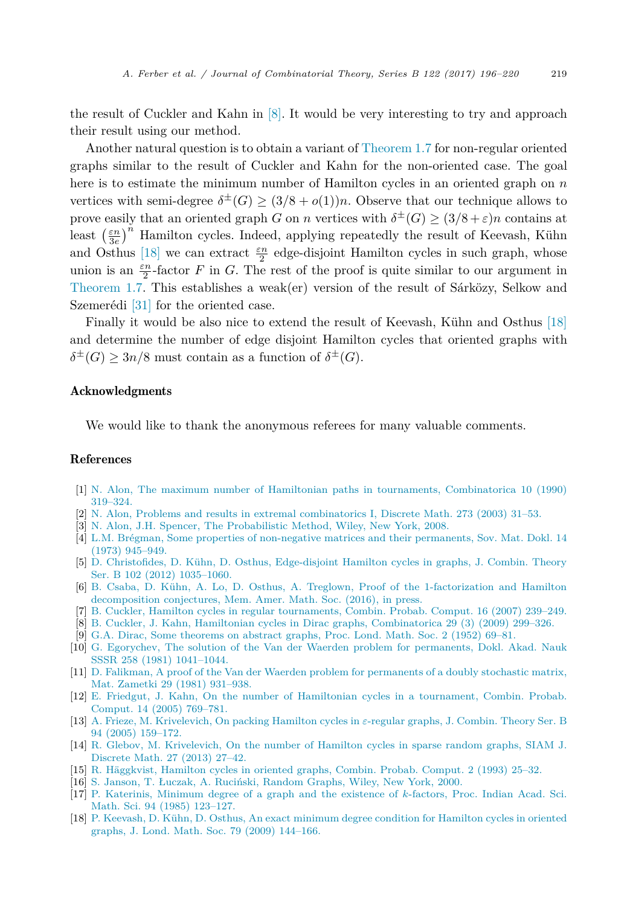the result of Cuckler and Kahn in [8]. It would be very interesting to try and approach their result using our method.

Another natural question is to obtain a variant of Theorem 1.7 for non-regular oriented graphs similar to the result of Cuckler and Kahn for the non-oriented case. The goal here is to estimate the minimum number of Hamilton cycles in an oriented graph on $n$ vertices with semi-degree $\delta^{\pm}(G) \geq (3/8 + o(1))n$. Observe that our technique allows to prove easily that an oriented graph $G$ on $n$ vertices with $\delta^{\pm}(G) \geq (3/8 + \varepsilon)n$ contains at least $\left(\frac{\varepsilon n}{3e}\right)^n$ Hamilton cycles. Indeed, applying repeatedly the result of Keevash, Kühn and Osthus [18] we can extract $\frac{\varepsilon n}{2}$ edge-disjoint Hamilton cycles in such graph, whose union is an $\frac{\varepsilon n}{2}$-factor $F$ in $G$. The rest of the proof is quite similar to our argument in Theorem 1.7. This establishes a weak(er) version of the result of Sárközy, Selkow and Szemerédi [31] for the oriented case.

Finally it would be also nice to extend the result of Keevash, Kühn and Osthus [18] and determine the number of edge disjoint Hamilton cycles that oriented graphs with $\delta^{\pm}(G) \geq 3n/8$ must contain as a function of $\delta^{\pm}(G)$.

## Acknowledgments

We would like to thank the anonymous referees for many valuable comments.

## References

[1] N. Alon, The maximum number of Hamiltonian paths in tournaments, Combinatorica 10 (1990) 319–324.

[2] N. Alon, Problems and results in extremal combinatorics I, Discrete Math. 273 (2003) 31–53.

[3] N. Alon, J.H. Spencer, The Probabilistic Method, Wiley, New York, 2008.

[4] L.M. Brégman, Some properties of non-negative matrices and their permanents, Sov. Mat. Dokl. 14 (1973) 945–949.

[5] D. Christofides, D. Kühn, D. Osthus, Edge-disjoint Hamilton cycles in graphs, J. Combin. Theory Ser. B 102 (2012) 1035–1060.

[6] B. Csaba, D. Kühn, A. Lo, D. Osthus, A. Treglown, Proof of the 1-factorization and Hamilton decomposition conjectures, Mem. Amer. Math. Soc. (2016), in press.

[7] B. Cuckler, Hamilton cycles in regular tournaments, Combin. Probab. Comput. 16 (2007) 239–249.

[8] B. Cuckler, J. Kahn, Hamiltonian cycles in Dirac graphs, Combinatorica 29 (3) (2009) 299–326.

[9] G.A. Dirac, Some theorems on abstract graphs, Proc. Lond. Math. Soc. 2 (1952) 69–81.

[10] G. Egorychev, The solution of the Van der Waerden problem for permanents, Dokl. Akad. Nauk SSSR 258 (1981) 1041–1044.

[11] D. Falikman, A proof of the Van der Waerden problem for permanents of a doubly stochastic matrix, Mat. Zametki 29 (1981) 931–938.

[12] E. Friedgut, J. Kahn, On the number of Hamiltonian cycles in a tournament, Combin. Probab. Comput. 14 (2005) 769–781.

[13] A. Frieze, M. Krivelevich, On packing Hamilton cycles in $\varepsilon$-regular graphs, J. Combin. Theory Ser. B 94 (2005) 159–172.

[14] R. Glebov, M. Krivelevich, On the number of Hamilton cycles in sparse random graphs, SIAM J. Discrete Math. 27 (2013) 27–42.

[15] R. Häggkvist, Hamilton cycles in oriented graphs, Combin. Probab. Comput. 2 (1993) 25–32.

[16] S. Janson, T. Łuczak, A. Ruciński, Random Graphs, Wiley, New York, 2000.

[17] P. Katerinis, Minimum degree of a graph and the existence of $k$-factors, Proc. Indian Acad. Sci. Math. Sci. 94 (1985) 123–127.

[18] P. Keevash, D. Kühn, D. Osthus, An exact minimum degree condition for Hamilton cycles in oriented graphs, J. Lond. Math. Soc. 79 (2009) 144–166.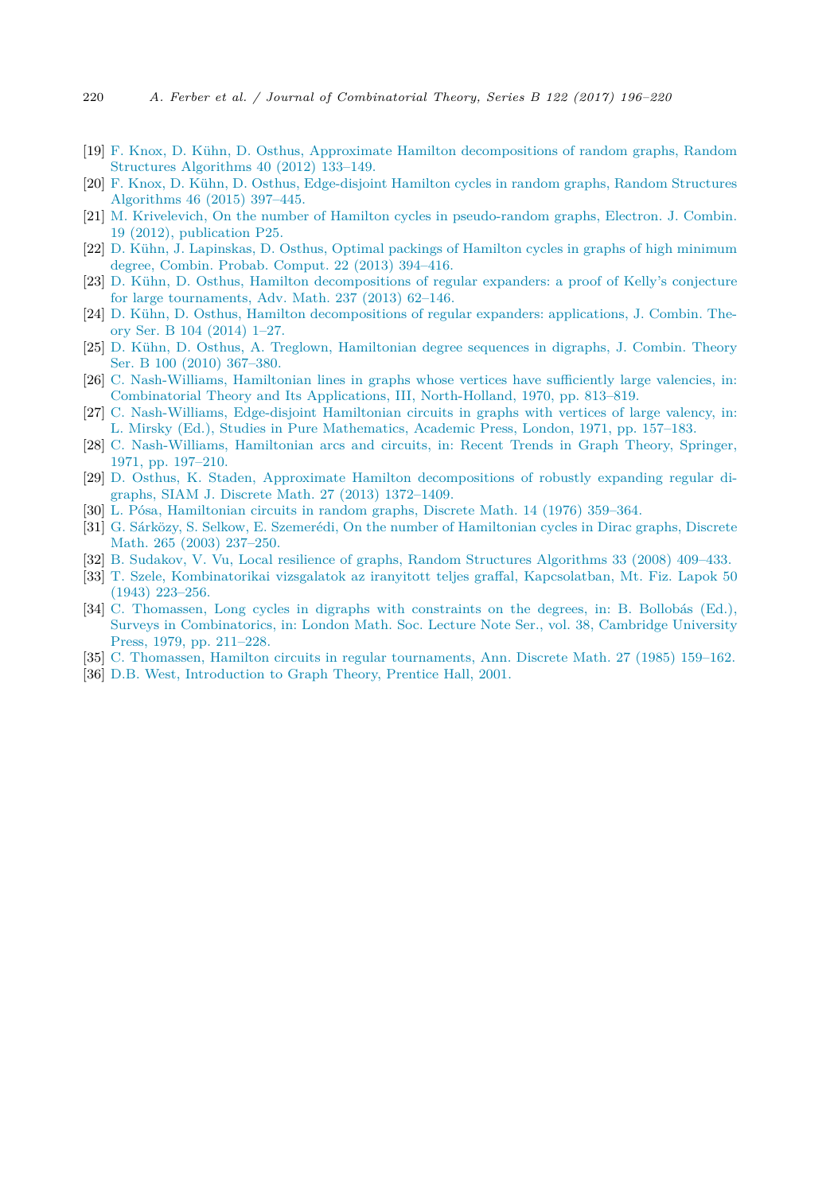[19] F. Knox, D. Kühn, D. Osthus, Approximate Hamilton decompositions of random graphs, Random Structures Algorithms 40 (2012) 133–149.

[20] F. Knox, D. Kühn, D. Osthus, Edge-disjoint Hamilton cycles in random graphs, Random Structures Algorithms 46 (2015) 397–445.

[21] M. Krivelevich, On the number of Hamilton cycles in pseudo-random graphs, Electron. J. Combin. 19 (2012), publication P25.

[22] D. Kühn, J. Lapinskas, D. Osthus, Optimal packings of Hamilton cycles in graphs of high minimum degree, Combin. Probab. Comput. 22 (2013) 394–416.

[23] D. Kühn, D. Osthus, Hamilton decompositions of regular expanders: a proof of Kelly's conjecture for large tournaments, Adv. Math. 237 (2013) 62–146.

[24] D. Kühn, D. Osthus, Hamilton decompositions of regular expanders: applications, J. Combin. Theory Ser. B 104 (2014) 1–27.

[25] D. Kühn, D. Osthus, A. Treglown, Hamiltonian degree sequences in digraphs, J. Combin. Theory Ser. B 100 (2010) 367–380.

[26] C. Nash-Williams, Hamiltonian lines in graphs whose vertices have sufficiently large valencies, in: Combinatorial Theory and Its Applications, III, North-Holland, 1970, pp. 813–819.

[27] C. Nash-Williams, Edge-disjoint Hamiltonian circuits in graphs with vertices of large valency, in: L. Mirsky (Ed.), Studies in Pure Mathematics, Academic Press, London, 1971, pp. 157–183.

[28] C. Nash-Williams, Hamiltonian arcs and circuits, in: Recent Trends in Graph Theory, Springer, 1971, pp. 197–210.

[29] D. Osthus, K. Staden, Approximate Hamilton decompositions of robustly expanding regular digraphs, SIAM J. Discrete Math. 27 (2013) 1372–1409.

[30] L. Pósa, Hamiltonian circuits in random graphs, Discrete Math. 14 (1976) 359–364.

[31] G. Sárközy, S. Selkow, E. Szemerédi, On the number of Hamiltonian cycles in Dirac graphs, Discrete Math. 265 (2003) 237–250.

[32] B. Sudakov, V. Vu, Local resilience of graphs, Random Structures Algorithms 33 (2008) 409–433.

[33] T. Szele, Kombinatorikai vizsgalatok az iranyitott teljes graffal, Kapcsolatban, Mt. Fiz. Lapok 50 (1943) 223–256.

[34] C. Thomassen, Long cycles in digraphs with constraints on the degrees, in: B. Bollobás (Ed.), Surveys in Combinatorics, in: London Math. Soc. Lecture Note Ser., vol. 38, Cambridge University Press, 1979, pp. 211–228.

[35] C. Thomassen, Hamilton circuits in regular tournaments, Ann. Discrete Math. 27 (1985) 159–162.

[36] D.B. West, Introduction to Graph Theory, Prentice Hall, 2001.